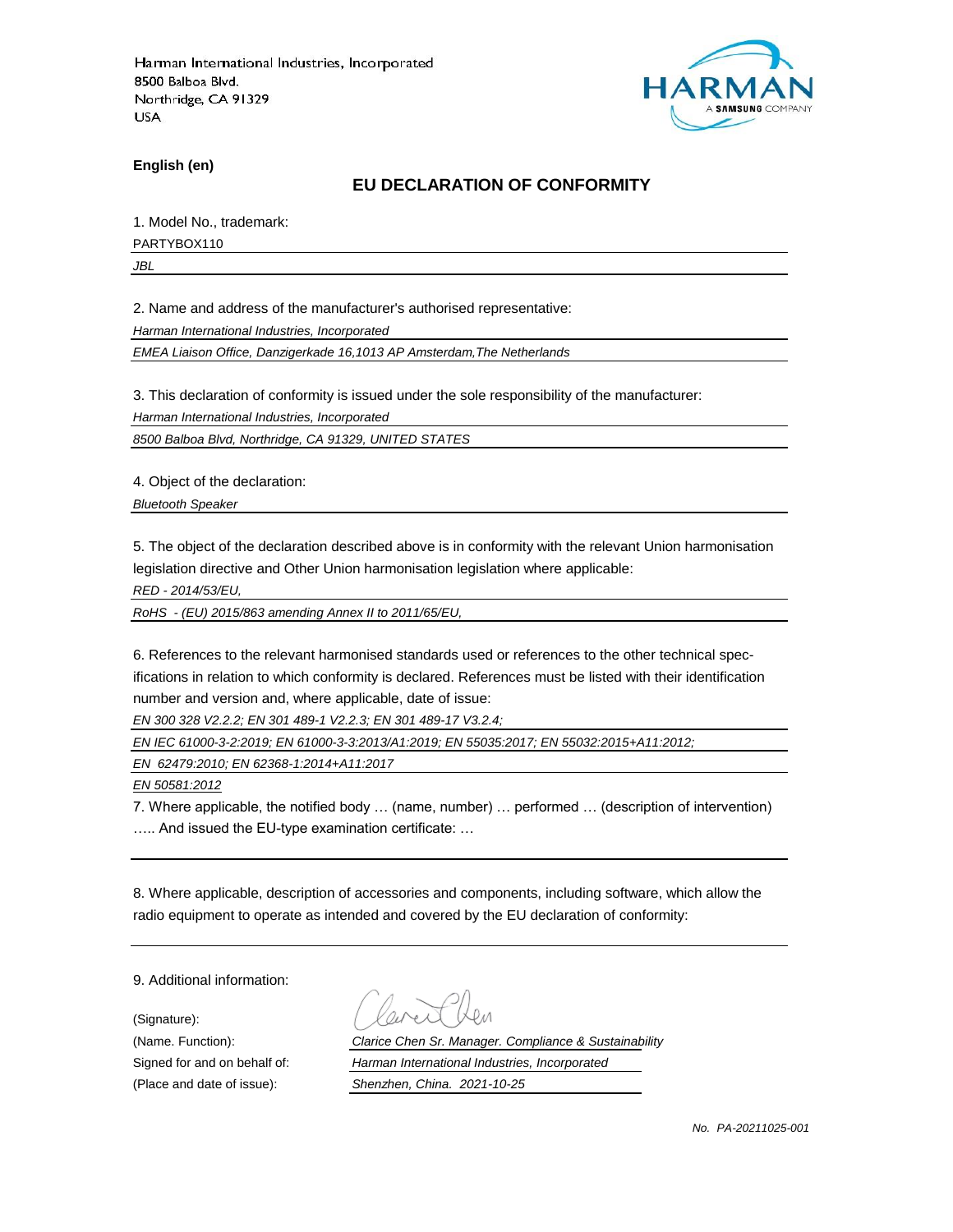Harman International Industries, Incorporated
8500 Balboa Blvd.
Northridge, CA 91329
USA

**English (en)**

## EU DECLARATION OF CONFORMITY

1. Model No., trademark:

PARTYBOX110

*JBL*

2. Name and address of the manufacturer's authorised representative:

*Harman International Industries, Incorporated*

*EMEA Liaison Office, Danzigerkade 16,1013 AP Amsterdam,The Netherlands*

3. This declaration of conformity is issued under the sole responsibility of the manufacturer:

*Harman International Industries, Incorporated*

*8500 Balboa Blvd, Northridge, CA 91329, UNITED STATES*

4. Object of the declaration:

*Bluetooth Speaker*

5. The object of the declaration described above is in conformity with the relevant Union harmonisation legislation directive and Other Union harmonisation legislation where applicable:

*RED - 2014/53/EU,*

*RoHS - (EU) 2015/863 amending Annex II to 2011/65/EU,*

6. References to the relevant harmonised standards used or references to the other technical specifications in relation to which conformity is declared. References must be listed with their identification number and version and, where applicable, date of issue:

*EN 300 328 V2.2.2; EN 301 489-1 V2.2.3; EN 301 489-17 V3.2.4;*

*EN IEC 61000-3-2:2019; EN 61000-3-3:2013/A1:2019; EN 55035:2017; EN 55032:2015+A11:2012;*

*EN 62479:2010; EN 62368-1:2014+A11:2017*

*EN 50581:2012*

7. Where applicable, the notified body … (name, number) … performed … (description of intervention) ….. And issued the EU-type examination certificate: …

8. Where applicable, description of accessories and components, including software, which allow the radio equipment to operate as intended and covered by the EU declaration of conformity:

9. Additional information:

(Signature):

(Name. Function): *Clarice Chen Sr. Manager. Compliance & Sustainability*

Signed for and on behalf of: *Harman International Industries, Incorporated*

(Place and date of issue): *Shenzhen, China. 2021-10-25*

*No. PA-20211025-001*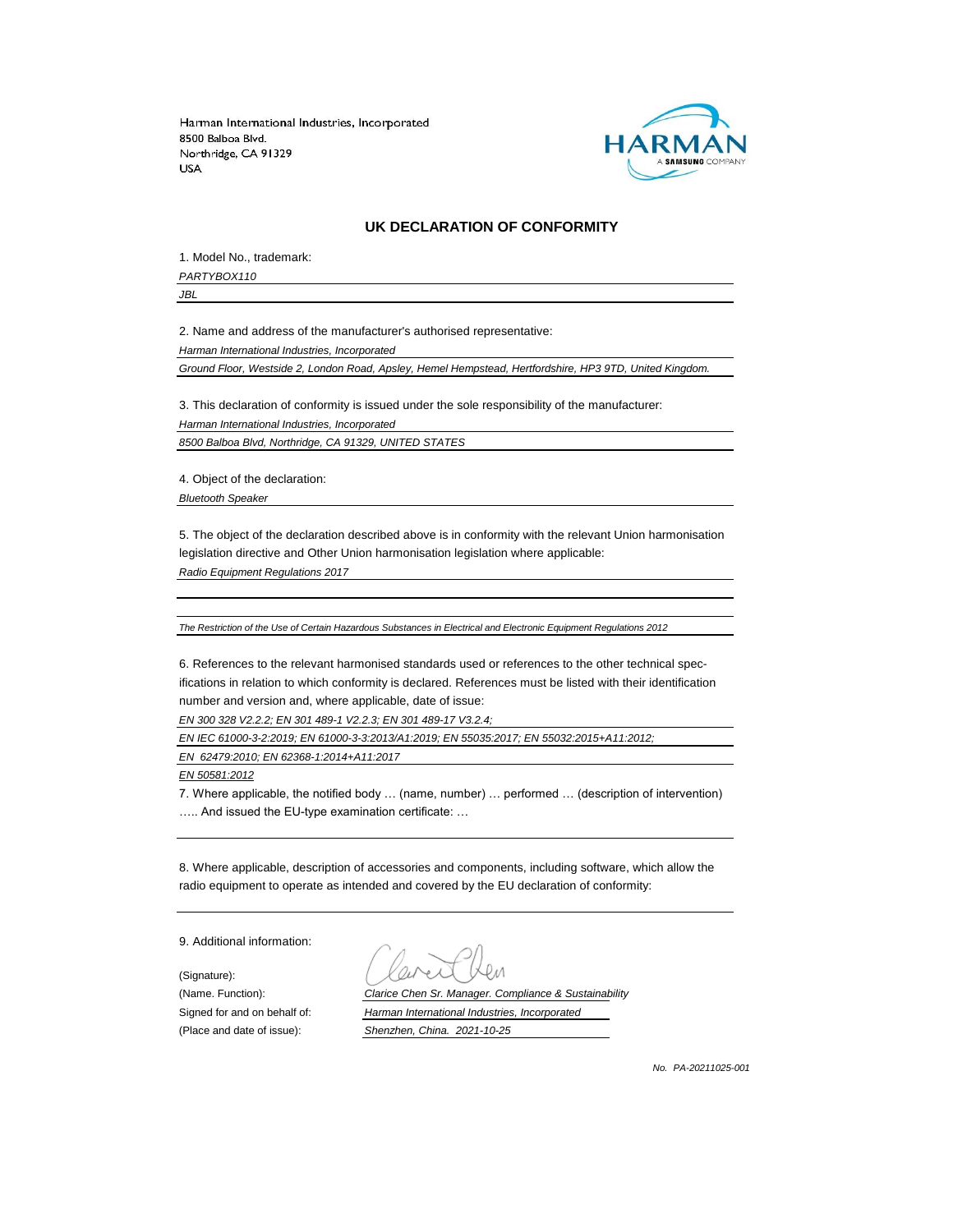Harman International Industries, Incorporated
8500 Balboa Blvd.
Northridge, CA 91329
USA

HARMAN
A SAMSUNG COMPANY

## UK DECLARATION OF CONFORMITY

1. Model No., trademark:

*PARTYBOX110*

*JBL*

2. Name and address of the manufacturer's authorised representative:

*Harman International Industries, Incorporated*

*Ground Floor, Westside 2, London Road, Apsley, Hemel Hempstead, Hertfordshire, HP3 9TD, United Kingdom.*

3. This declaration of conformity is issued under the sole responsibility of the manufacturer:

*Harman International Industries, Incorporated*

*8500 Balboa Blvd, Northridge, CA 91329, UNITED STATES*

4. Object of the declaration:

*Bluetooth Speaker*

5. The object of the declaration described above is in conformity with the relevant Union harmonisation legislation directive and Other Union harmonisation legislation where applicable:

*Radio Equipment Regulations 2017*

*The Restriction of the Use of Certain Hazardous Substances in Electrical and Electronic Equipment Regulations 2012*

6. References to the relevant harmonised standards used or references to the other technical specifications in relation to which conformity is declared. References must be listed with their identification number and version and, where applicable, date of issue:

*EN 300 328 V2.2.2; EN 301 489-1 V2.2.3; EN 301 489-17 V3.2.4;*

*EN IEC 61000-3-2:2019; EN 61000-3-3:2013/A1:2019; EN 55035:2017; EN 55032:2015+A11:2012;*

*EN 62479:2010; EN 62368-1:2014+A11:2017*

*EN 50581:2012*

7. Where applicable, the notified body … (name, number) … performed … (description of intervention) ….. And issued the EU-type examination certificate: …

8. Where applicable, description of accessories and components, including software, which allow the radio equipment to operate as intended and covered by the EU declaration of conformity:

9. Additional information:

(Signature):

(Name. Function): *Clarice Chen Sr. Manager. Compliance & Sustainability*

Signed for and on behalf of: *Harman International Industries, Incorporated*

(Place and date of issue): *Shenzhen, China. 2021-10-25*

*No. PA-20211025-001*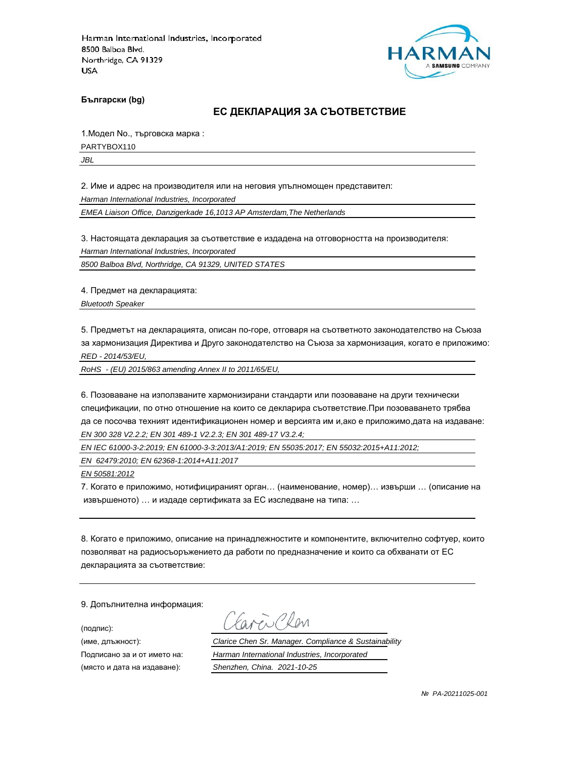Harman International Industries, Incorporated
8500 Balboa Blvd.
Northridge, CA 91329
USA

**Български (bg)**

## ЕС ДЕКЛАРАЦИЯ ЗА СЪОТВЕТСТВИЕ

1.Модел No., търговска марка :

PARTYBOX110

*JBL*

2. Име и адрес на производителя или на неговия упълномощен представител:

*Harman International Industries, Incorporated*

*EMEA Liaison Office, Danzigerkade 16,1013 AP Amsterdam,The Netherlands*

3. Настоящата декларация за съответствие е издадена на отговорността на производителя:

*Harman International Industries, Incorporated*

*8500 Balboa Blvd, Northridge, CA 91329, UNITED STATES*

4. Предмет на декларацията:

*Bluetooth Speaker*

5. Предметът на декларацията, описан по-горе, отговаря на съответното законодателство на Съюза за хармонизация Директива и Друго законодателство на Съюза за хармонизация, когато е приложимо:

*RED - 2014/53/EU,*

*RoHS - (EU) 2015/863 amending Annex II to 2011/65/EU,*

6. Позоваване на използваните хармонизирани стандарти или позоваване на други технически спецификации, по отно отношение на които се декларира съответствие.При позоваването трябва да се посочва техният идентификационен номер и версията им и,ако е приложимо,дата на издаване:

*EN 300 328 V2.2.2; EN 301 489-1 V2.2.3; EN 301 489-17 V3.2.4;*

*EN IEC 61000-3-2:2019; EN 61000-3-3:2013/A1:2019; EN 55035:2017; EN 55032:2015+A11:2012;*

*EN 62479:2010; EN 62368-1:2014+A11:2017*

*EN 50581:2012*

7. Когато е приложимо, нотифицираният орган… (наименование, номер)… извърши … (описание на извършеното) … и издаде сертификата за ЕС изследване на типа: …

8. Когато е приложимо, описание на принадлежностите и компонентите, включително софтуер, които позволяват на радиосъоръжението да работи по предназначение и които са обхванати от ЕС декларацията за съответствие:

9. Допълнителна информация:

(подпис):

(име, длъжност): *Clarice Chen Sr. Manager. Compliance & Sustainability*

Подписано за и от името на: *Harman International Industries, Incorporated*

(място и дата на издаване): *Shenzhen, China. 2021-10-25*

*№ PA-20211025-001*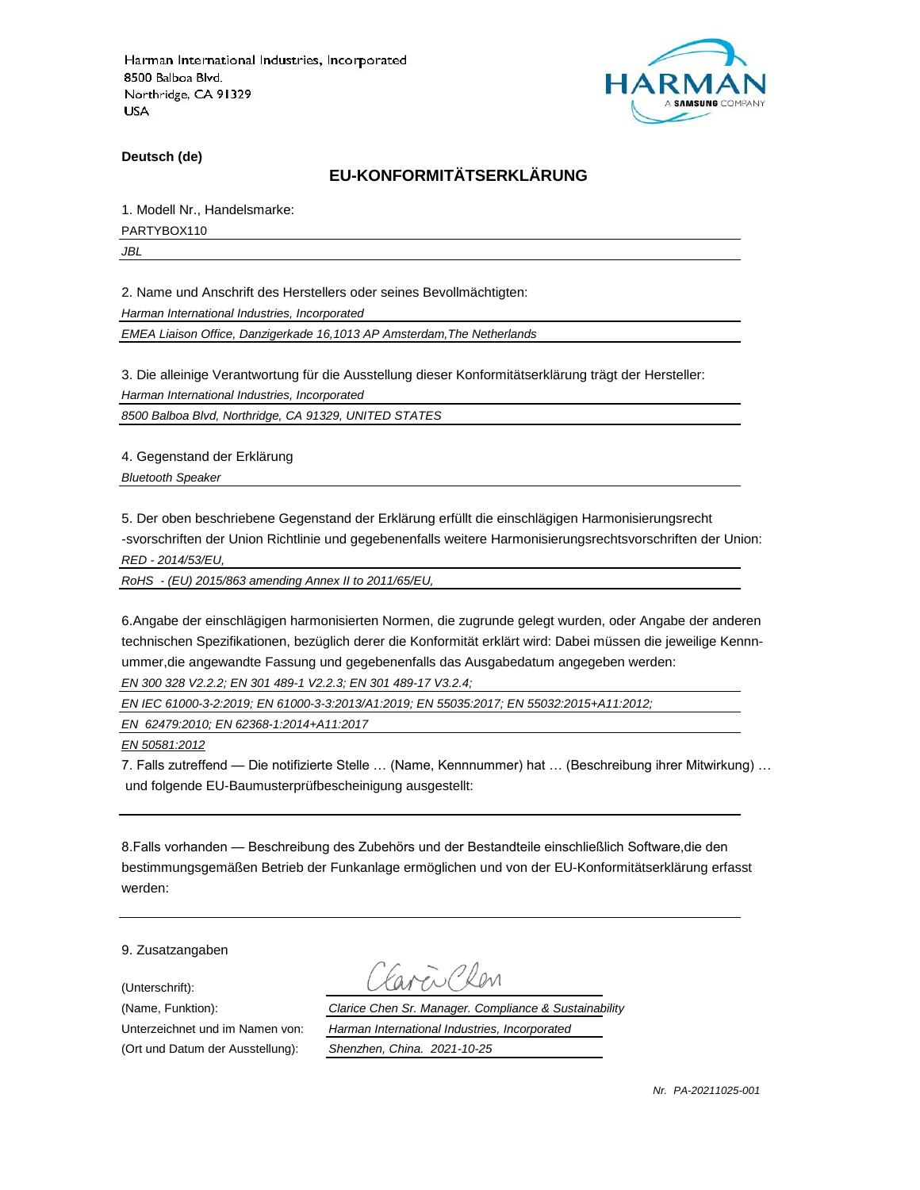Harman International Industries, Incorporated
8500 Balboa Blvd.
Northridge, CA 91329
USA

HARMAN
A SAMSUNG COMPANY

**Deutsch (de)**

## EU-KONFORMITÄTSERKLÄRUNG

1. Modell Nr., Handelsmarke:

PARTYBOX110

*JBL*

2. Name und Anschrift des Herstellers oder seines Bevollmächtigten:

*Harman International Industries, Incorporated*

*EMEA Liaison Office, Danzigerkade 16,1013 AP Amsterdam,The Netherlands*

3. Die alleinige Verantwortung für die Ausstellung dieser Konformitätserklärung trägt der Hersteller:

*Harman International Industries, Incorporated*

*8500 Balboa Blvd, Northridge, CA 91329, UNITED STATES*

4. Gegenstand der Erklärung

*Bluetooth Speaker*

5. Der oben beschriebene Gegenstand der Erklärung erfüllt die einschlägigen Harmonisierungsrecht -svorschriften der Union Richtlinie und gegebenenfalls weitere Harmonisierungsrechtsvorschriften der Union:

*RED - 2014/53/EU,*

*RoHS - (EU) 2015/863 amending Annex II to 2011/65/EU,*

6.Angabe der einschlägigen harmonisierten Normen, die zugrunde gelegt wurden, oder Angabe der anderen technischen Spezifikationen, bezüglich derer die Konformität erklärt wird: Dabei müssen die jeweilige Kennnummer,die angewandte Fassung und gegebenenfalls das Ausgabedatum angegeben werden:

*EN 300 328 V2.2.2; EN 301 489-1 V2.2.3; EN 301 489-17 V3.2.4;*

*EN IEC 61000-3-2:2019; EN 61000-3-3:2013/A1:2019; EN 55035:2017; EN 55032:2015+A11:2012;*

*EN 62479:2010; EN 62368-1:2014+A11:2017*

*EN 50581:2012*

7. Falls zutreffend — Die notifizierte Stelle … (Name, Kennnummer) hat … (Beschreibung ihrer Mitwirkung) … und folgende EU-Baumusterprüfbescheinigung ausgestellt:

8.Falls vorhanden — Beschreibung des Zubehörs und der Bestandteile einschließlich Software,die den bestimmungsgemäßen Betrieb der Funkanlage ermöglichen und von der EU-Konformitätserklärung erfasst werden:

9. Zusatzangaben

(Unterschrift): Clarice Chen

(Name, Funktion): *Clarice Chen Sr. Manager. Compliance & Sustainability*

Unterzeichnet und im Namen von: *Harman International Industries, Incorporated*

(Ort und Datum der Ausstellung): *Shenzhen, China. 2021-10-25*

*Nr. PA-20211025-001*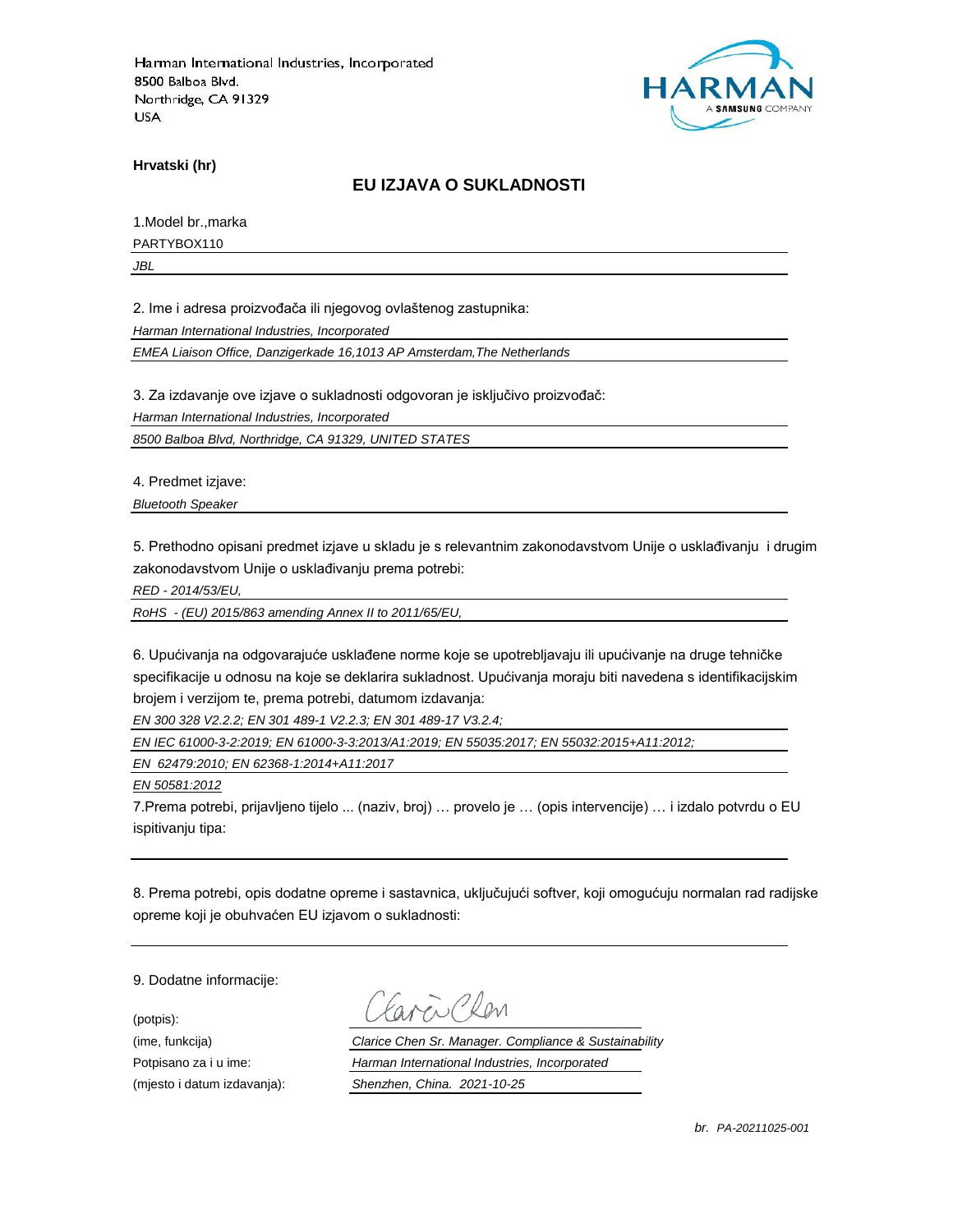Harman International Industries, Incorporated
8500 Balboa Blvd.
Northridge, CA 91329
USA

**Hrvatski (hr)**

## EU IZJAVA O SUKLADNOSTI

1.Model br.,marka

PARTYBOX110

*JBL*

2. Ime i adresa proizvođača ili njegovog ovlaštenog zastupnika:

*Harman International Industries, Incorporated*

*EMEA Liaison Office, Danzigerkade 16,1013 AP Amsterdam,The Netherlands*

3. Za izdavanje ove izjave o sukladnosti odgovoran je isključivo proizvođač:

*Harman International Industries, Incorporated*

*8500 Balboa Blvd, Northridge, CA 91329, UNITED STATES*

4. Predmet izjave:

*Bluetooth Speaker*

5. Prethodno opisani predmet izjave u skladu je s relevantnim zakonodavstvom Unije o usklađivanju i drugim zakonodavstvom Unije o usklađivanju prema potrebi:

*RED - 2014/53/EU,*

*RoHS - (EU) 2015/863 amending Annex II to 2011/65/EU,*

6. Upućivanja na odgovarajuće usklađene norme koje se upotrebljavaju ili upućivanje na druge tehničke specifikacije u odnosu na koje se deklarira sukladnost. Upućivanja moraju biti navedena s identifikacijskim brojem i verzijom te, prema potrebi, datumom izdavanja:

*EN 300 328 V2.2.2; EN 301 489-1 V2.2.3; EN 301 489-17 V3.2.4;*

*EN IEC 61000-3-2:2019; EN 61000-3-3:2013/A1:2019; EN 55035:2017; EN 55032:2015+A11:2012;*

*EN 62479:2010; EN 62368-1:2014+A11:2017*

*EN 50581:2012*

7.Prema potrebi, prijavljeno tijelo ... (naziv, broj) … provelo je … (opis intervencije) … i izdalo potvrdu o EU ispitivanju tipa:

8. Prema potrebi, opis dodatne opreme i sastavnica, uključujući softver, koji omogućuju normalan rad radijske opreme koji je obuhvaćen EU izjavom o sukladnosti:

9. Dodatne informacije:

(potpis):

(ime, funkcija) *Clarice Chen Sr. Manager. Compliance & Sustainability*

Potpisano za i u ime: *Harman International Industries, Incorporated*

(mjesto i datum izdavanja): *Shenzhen, China. 2021-10-25*

*br. PA-20211025-001*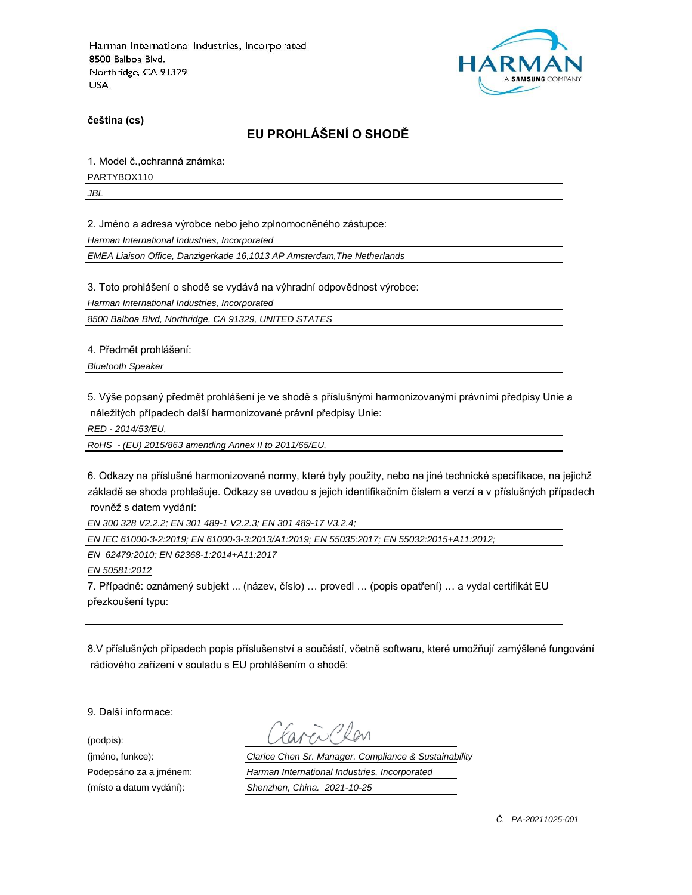Harman International Industries, Incorporated
8500 Balboa Blvd.
Northridge, CA 91329
USA

**čeština (cs)**

## EU PROHLÁŠENÍ O SHODĚ

1. Model č.,ochranná známka:

PARTYBOX110

*JBL*

2. Jméno a adresa výrobce nebo jeho zplnomocněného zástupce:

*Harman International Industries, Incorporated*

*EMEA Liaison Office, Danzigerkade 16,1013 AP Amsterdam,The Netherlands*

3. Toto prohlášení o shodě se vydává na výhradní odpovědnost výrobce:

*Harman International Industries, Incorporated*

*8500 Balboa Blvd, Northridge, CA 91329, UNITED STATES*

4. Předmět prohlášení:

*Bluetooth Speaker*

5. Výše popsaný předmět prohlášení je ve shodě s příslušnými harmonizovanými právními předpisy Unie a náležitých případech další harmonizované právní předpisy Unie:

*RED - 2014/53/EU,*

*RoHS - (EU) 2015/863 amending Annex II to 2011/65/EU,*

6. Odkazy na příslušné harmonizované normy, které byly použity, nebo na jiné technické specifikace, na jejichž základě se shoda prohlašuje. Odkazy se uvedou s jejich identifikačním číslem a verzí a v příslušných případech rovněž s datem vydání:

*EN 300 328 V2.2.2; EN 301 489-1 V2.2.3; EN 301 489-17 V3.2.4;*

*EN IEC 61000-3-2:2019; EN 61000-3-3:2013/A1:2019; EN 55035:2017; EN 55032:2015+A11:2012;*

*EN 62479:2010; EN 62368-1:2014+A11:2017*

*EN 50581:2012*

7. Případně: oznámený subjekt ... (název, číslo) … provedl … (popis opatření) … a vydal certifikát EU přezkoušení typu:

8.V příslušných případech popis příslušenství a součástí, včetně softwaru, které umožňují zamýšlené fungování rádiového zařízení v souladu s EU prohlášením o shodě:

9. Další informace:

| | |
|---|---|
| (podpis): | Clarice Chen |
| (jméno, funkce): | *Clarice Chen Sr. Manager. Compliance & Sustainability* |
| Podepsáno za a jménem: | *Harman International Industries, Incorporated* |
| (místo a datum vydání): | *Shenzhen, China. 2021-10-25* |

*Č. PA-20211025-001*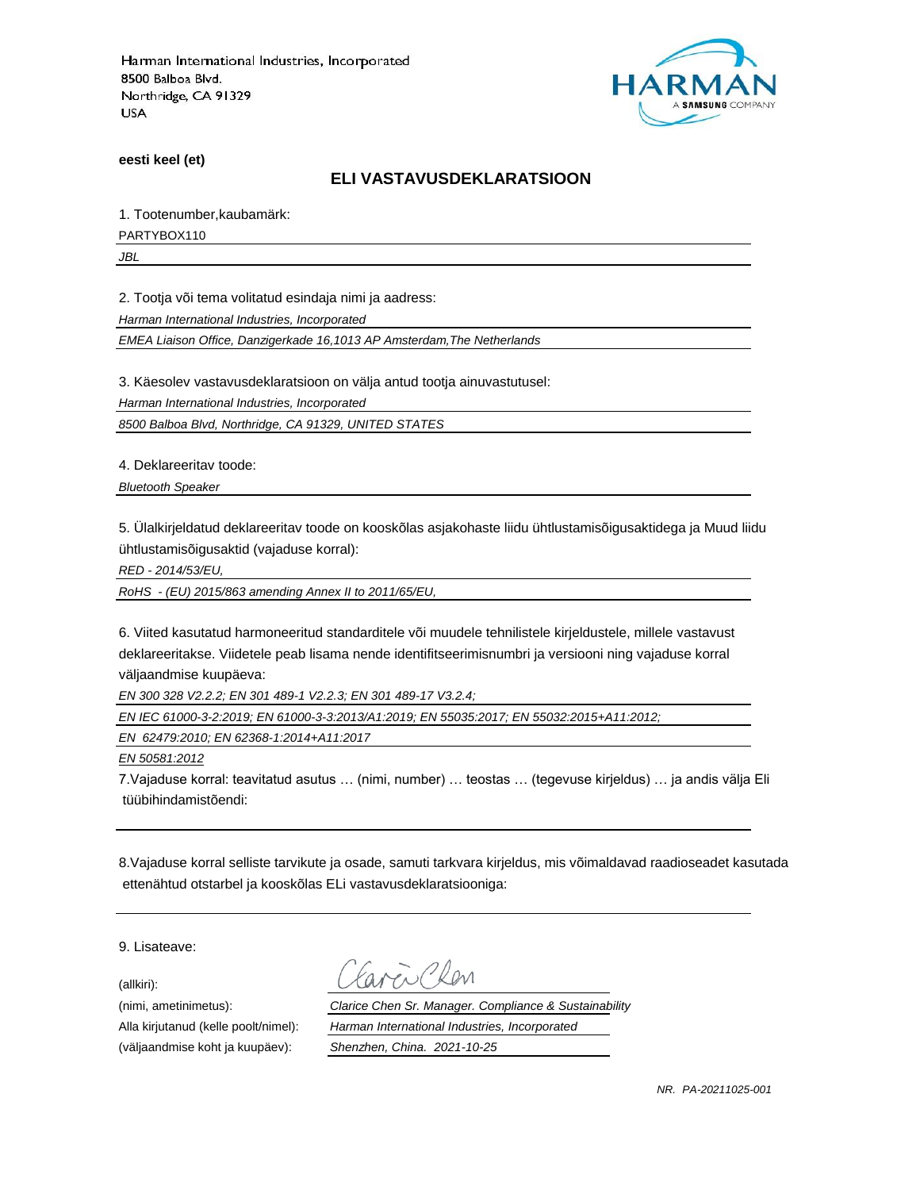Harman International Industries, Incorporated
8500 Balboa Blvd.
Northridge, CA 91329
USA

**eesti keel (et)**

## ELI VASTAVUSDEKLARATSIOON

1. Tootenumber,kaubamärk:

PARTYBOX110

*JBL*

2. Tootja või tema volitatud esindaja nimi ja aadress:

*Harman International Industries, Incorporated*

*EMEA Liaison Office, Danzigerkade 16,1013 AP Amsterdam,The Netherlands*

3. Käesolev vastavusdeklaratsioon on välja antud tootja ainuvastutusel:

*Harman International Industries, Incorporated*

*8500 Balboa Blvd, Northridge, CA 91329, UNITED STATES*

4. Deklareeritav toode:

*Bluetooth Speaker*

5. Ülalkirjeldatud deklareeritav toode on kooskõlas asjakohaste liidu ühtlustamisõigusaktidega ja Muud liidu ühtlustamisõigusaktid (vajaduse korral):

*RED - 2014/53/EU,*

*RoHS - (EU) 2015/863 amending Annex II to 2011/65/EU,*

6. Viited kasutatud harmoneeritud standarditele või muudele tehnilistele kirjeldustele, millele vastavust deklareeritakse. Viidetele peab lisama nende identifitseerimisnumbri ja versiooni ning vajaduse korral väljaandmise kuupäeva:

*EN 300 328 V2.2.2; EN 301 489-1 V2.2.3; EN 301 489-17 V3.2.4;*

*EN IEC 61000-3-2:2019; EN 61000-3-3:2013/A1:2019; EN 55035:2017; EN 55032:2015+A11:2012;*

*EN 62479:2010; EN 62368-1:2014+A11:2017*

*EN 50581:2012*

7.Vajaduse korral: teavitatud asutus … (nimi, number) … teostas … (tegevuse kirjeldus) … ja andis välja Eli tüübihindamistõendi:

8.Vajaduse korral selliste tarvikute ja osade, samuti tarkvara kirjeldus, mis võimaldavad raadioseadet kasutada ettenähtud otstarbel ja kooskõlas ELi vastavusdeklaratsiooniga:

9. Lisateave:

(allkiri): Clarice Chen

(nimi, ametinimetus): *Clarice Chen Sr. Manager. Compliance & Sustainability*

Alla kirjutanud (kelle poolt/nimel): *Harman International Industries, Incorporated*

(väljaandmise koht ja kuupäev): *Shenzhen, China. 2021-10-25*

*NR. PA-20211025-001*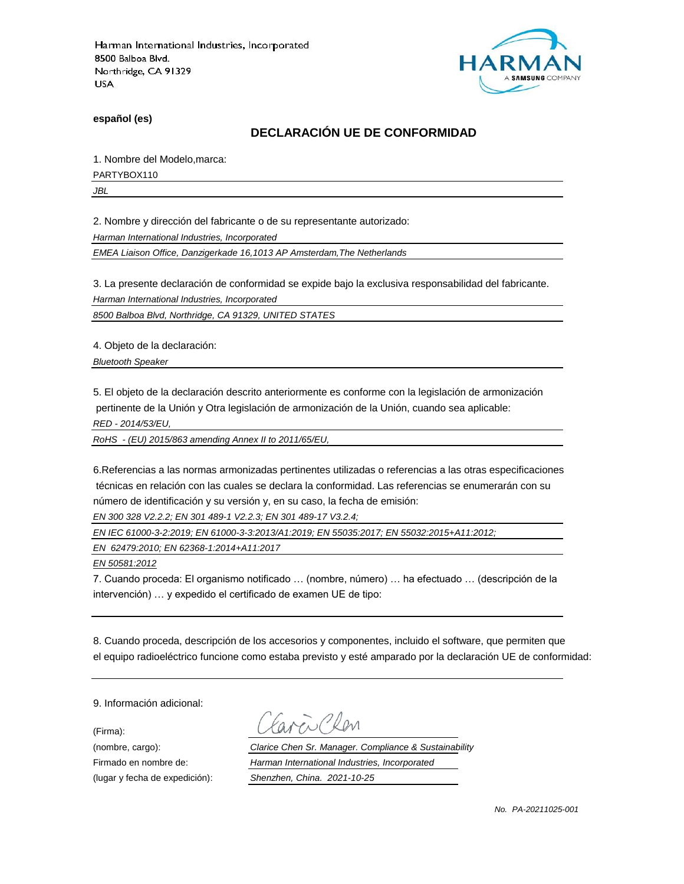Harman International Industries, Incorporated
8500 Balboa Blvd.
Northridge, CA 91329
USA

**español (es)**

## DECLARACIÓN UE DE CONFORMIDAD

1. Nombre del Modelo,marca:

PARTYBOX110

*JBL*

2. Nombre y dirección del fabricante o de su representante autorizado:

*Harman International Industries, Incorporated*

*EMEA Liaison Office, Danzigerkade 16,1013 AP Amsterdam,The Netherlands*

3. La presente declaración de conformidad se expide bajo la exclusiva responsabilidad del fabricante.

*Harman International Industries, Incorporated*

*8500 Balboa Blvd, Northridge, CA 91329, UNITED STATES*

4. Objeto de la declaración:

*Bluetooth Speaker*

5. El objeto de la declaración descrito anteriormente es conforme con la legislación de armonización pertinente de la Unión y Otra legislación de armonización de la Unión, cuando sea aplicable:

*RED - 2014/53/EU,*

*RoHS - (EU) 2015/863 amending Annex II to 2011/65/EU,*

6.Referencias a las normas armonizadas pertinentes utilizadas o referencias a las otras especificaciones técnicas en relación con las cuales se declara la conformidad. Las referencias se enumerarán con su número de identificación y su versión y, en su caso, la fecha de emisión:

*EN 300 328 V2.2.2; EN 301 489-1 V2.2.3; EN 301 489-17 V3.2.4;*

*EN IEC 61000-3-2:2019; EN 61000-3-3:2013/A1:2019; EN 55035:2017; EN 55032:2015+A11:2012;*

*EN 62479:2010; EN 62368-1:2014+A11:2017*

*EN 50581:2012*

7. Cuando proceda: El organismo notificado … (nombre, número) … ha efectuado … (descripción de la intervención) … y expedido el certificado de examen UE de tipo:

8. Cuando proceda, descripción de los accesorios y componentes, incluido el software, que permiten que el equipo radioeléctrico funcione como estaba previsto y esté amparado por la declaración UE de conformidad:

9. Información adicional:

(Firma):

(nombre, cargo): *Clarice Chen Sr. Manager. Compliance & Sustainability*

Firmado en nombre de: *Harman International Industries, Incorporated*

(lugar y fecha de expedición): *Shenzhen, China. 2021-10-25*

*No. PA-20211025-001*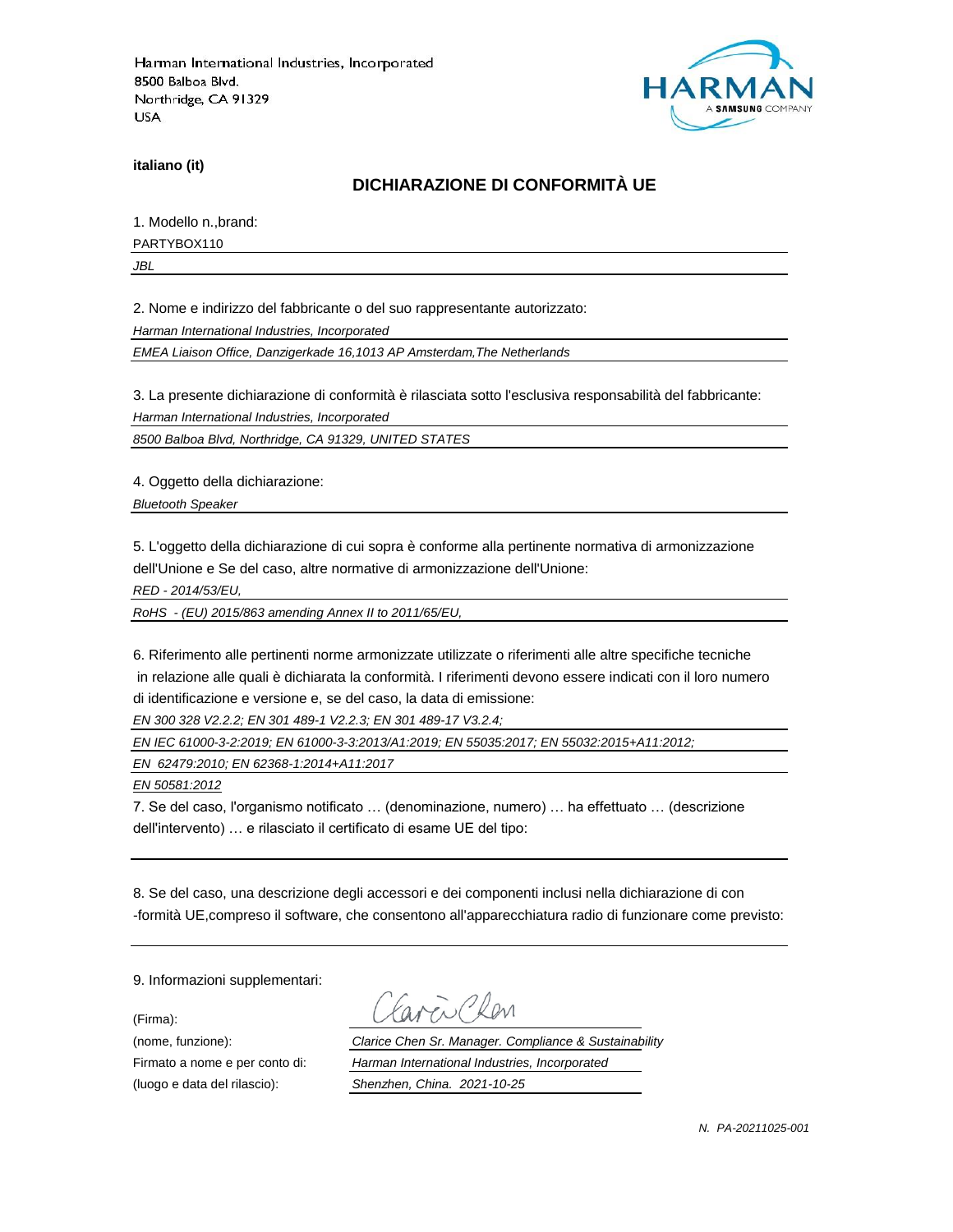Harman International Industries, Incorporated
8500 Balboa Blvd.
Northridge, CA 91329
USA

HARMAN
A SAMSUNG COMPANY

**italiano (it)**

## DICHIARAZIONE DI CONFORMITÀ UE

1. Modello n.,brand:

PARTYBOX110

*JBL*

2. Nome e indirizzo del fabbricante o del suo rappresentante autorizzato:

*Harman International Industries, Incorporated*

*EMEA Liaison Office, Danzigerkade 16,1013 AP Amsterdam,The Netherlands*

3. La presente dichiarazione di conformità è rilasciata sotto l'esclusiva responsabilità del fabbricante:

*Harman International Industries, Incorporated*

*8500 Balboa Blvd, Northridge, CA 91329, UNITED STATES*

4. Oggetto della dichiarazione:

*Bluetooth Speaker*

5. L'oggetto della dichiarazione di cui sopra è conforme alla pertinente normativa di armonizzazione dell'Unione e Se del caso, altre normative di armonizzazione dell'Unione:

*RED - 2014/53/EU,*

*RoHS - (EU) 2015/863 amending Annex II to 2011/65/EU,*

6. Riferimento alle pertinenti norme armonizzate utilizzate o riferimenti alle altre specifiche tecniche in relazione alle quali è dichiarata la conformità. I riferimenti devono essere indicati con il loro numero di identificazione e versione e, se del caso, la data di emissione:

*EN 300 328 V2.2.2; EN 301 489-1 V2.2.3; EN 301 489-17 V3.2.4;*

*EN IEC 61000-3-2:2019; EN 61000-3-3:2013/A1:2019; EN 55035:2017; EN 55032:2015+A11:2012;*

*EN 62479:2010; EN 62368-1:2014+A11:2017*

*EN 50581:2012*

7. Se del caso, l'organismo notificato … (denominazione, numero) … ha effettuato … (descrizione dell'intervento) … e rilasciato il certificato di esame UE del tipo:

8. Se del caso, una descrizione degli accessori e dei componenti inclusi nella dichiarazione di con-formità UE,compreso il software, che consentono all'apparecchiatura radio di funzionare come previsto:

9. Informazioni supplementari:

(Firma): Clarice Chen

(nome, funzione): *Clarice Chen Sr. Manager. Compliance & Sustainability*

Firmato a nome e per conto di: *Harman International Industries, Incorporated*

(luogo e data del rilascio): *Shenzhen, China. 2021-10-25*

*N. PA-20211025-001*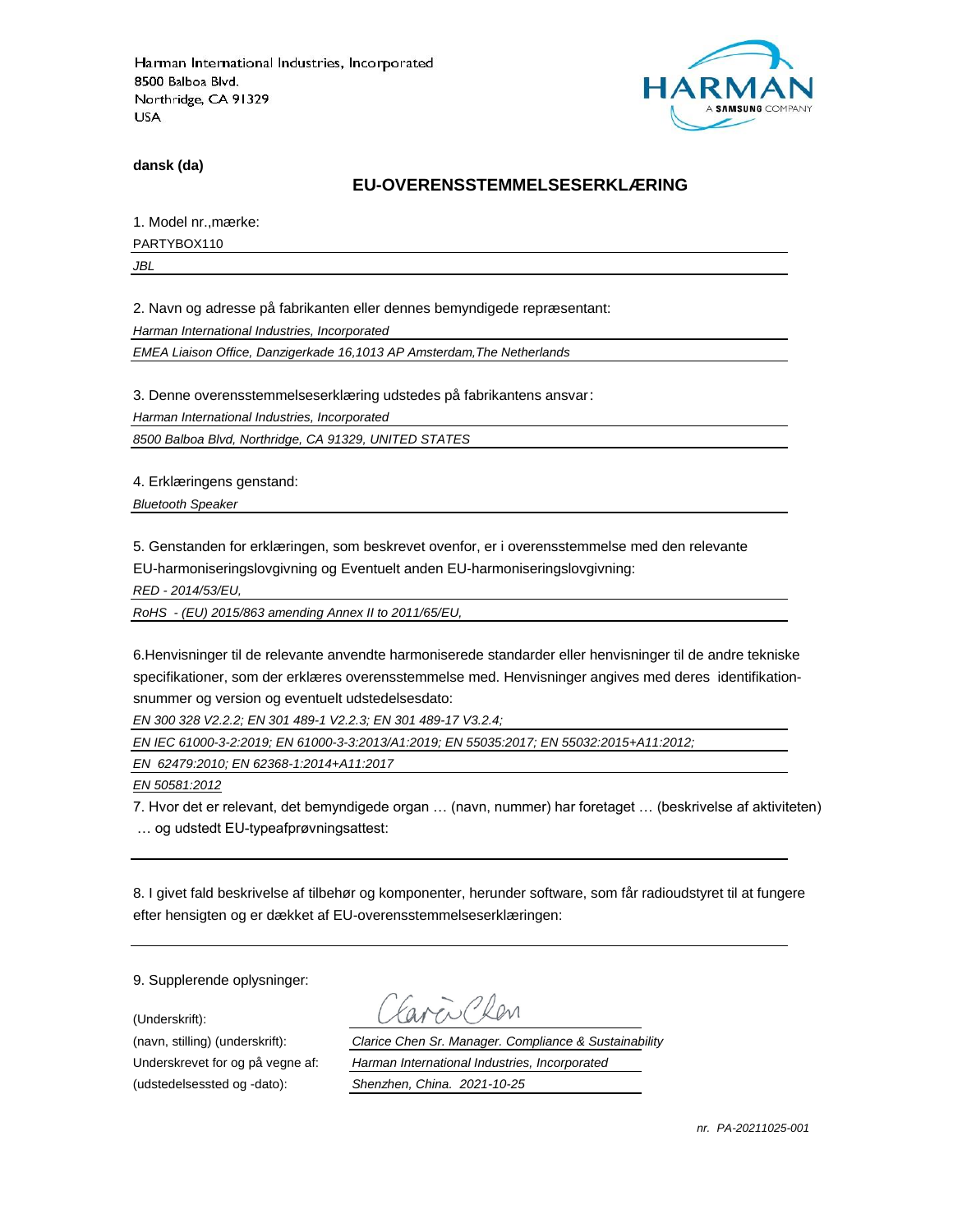Harman International Industries, Incorporated
8500 Balboa Blvd.
Northridge, CA 91329
USA

HARMAN
A SAMSUNG COMPANY

**dansk (da)**

## EU-OVERENSSTEMMELSESERKLÆRING

1. Model nr.,mærke:

PARTYBOX110

*JBL*

2. Navn og adresse på fabrikanten eller dennes bemyndigede repræsentant:

*Harman International Industries, Incorporated*

*EMEA Liaison Office, Danzigerkade 16,1013 AP Amsterdam,The Netherlands*

3. Denne overensstemmelseserklæring udstedes på fabrikantens ansvar:

*Harman International Industries, Incorporated*

*8500 Balboa Blvd, Northridge, CA 91329, UNITED STATES*

4. Erklæringens genstand:

*Bluetooth Speaker*

5. Genstanden for erklæringen, som beskrevet ovenfor, er i overensstemmelse med den relevante EU-harmoniseringslovgivning og Eventuelt anden EU-harmoniseringslovgivning:

*RED - 2014/53/EU,*

*RoHS - (EU) 2015/863 amending Annex II to 2011/65/EU,*

6.Henvisninger til de relevante anvendte harmoniserede standarder eller henvisninger til de andre tekniske specifikationer, som der erklæres overensstemmelse med. Henvisninger angives med deres identifikation-snummer og version og eventuelt udstedelsesdato:

*EN 300 328 V2.2.2; EN 301 489-1 V2.2.3; EN 301 489-17 V3.2.4;*

*EN IEC 61000-3-2:2019; EN 61000-3-3:2013/A1:2019; EN 55035:2017; EN 55032:2015+A11:2012;*

*EN 62479:2010; EN 62368-1:2014+A11:2017*

*EN 50581:2012*

7. Hvor det er relevant, det bemyndigede organ … (navn, nummer) har foretaget … (beskrivelse af aktiviteten) … og udstedt EU-typeafprøvningsattest:

8. I givet fald beskrivelse af tilbehør og komponenter, herunder software, som får radioudstyret til at fungere efter hensigten og er dækket af EU-overensstemmelseserklæringen:

9. Supplerende oplysninger:

(Underskrift):

(navn, stilling) (underskrift): *Clarice Chen Sr. Manager. Compliance & Sustainability*

Underskrevet for og på vegne af: *Harman International Industries, Incorporated*

(udstedelsessted og -dato): *Shenzhen, China. 2021-10-25*

*nr. PA-20211025-001*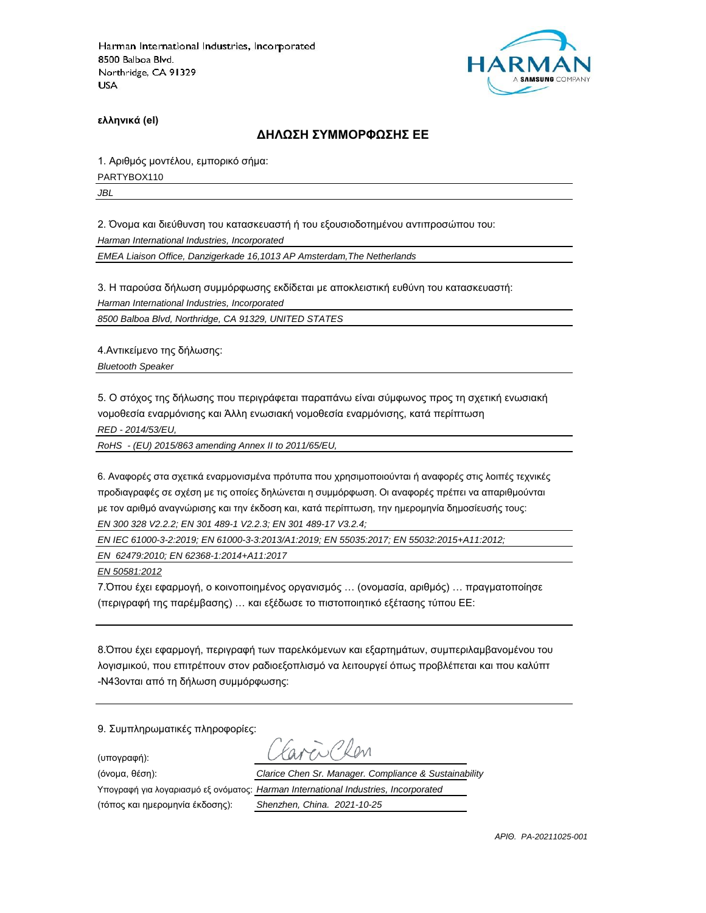Harman International Industries, Incorporated
8500 Balboa Blvd.
Northridge, CA 91329
USA

**ελληνικά (el)**

## ΔΗΛΩΣΗ ΣΥΜΜΟΡΦΩΣΗΣ ΕΕ

1. Αριθμός μοντέλου, εμπορικό σήμα:

PARTYBOX110

*JBL*

2. Όνομα και διεύθυνση του κατασκευαστή ή του εξουσιοδοτημένου αντιπροσώπου του:

*Harman International Industries, Incorporated*

*EMEA Liaison Office, Danzigerkade 16,1013 AP Amsterdam,The Netherlands*

3. Η παρούσα δήλωση συμμόρφωσης εκδίδεται με αποκλειστική ευθύνη του κατασκευαστή:

*Harman International Industries, Incorporated*

*8500 Balboa Blvd, Northridge, CA 91329, UNITED STATES*

4.Αντικείμενο της δήλωσης:

*Bluetooth Speaker*

5. Ο στόχος της δήλωσης που περιγράφεται παραπάνω είναι σύμφωνος προς τη σχετική ενωσιακή νομοθεσία εναρμόνισης και Άλλη ενωσιακή νομοθεσία εναρμόνισης, κατά περίπτωση

*RED - 2014/53/EU,*

*RoHS - (EU) 2015/863 amending Annex II to 2011/65/EU,*

6. Αναφορές στα σχετικά εναρμονισμένα πρότυπα που χρησιμοποιούνται ή αναφορές στις λοιπές τεχνικές προδιαγραφές σε σχέση με τις οποίες δηλώνεται η συμμόρφωση. Οι αναφορές πρέπει να απαριθμούνται με τον αριθμό αναγνώρισης και την έκδοση και, κατά περίπτωση, την ημερομηνία δημοσίευσής τους:

*EN 300 328 V2.2.2; EN 301 489-1 V2.2.3; EN 301 489-17 V3.2.4;*

*EN IEC 61000-3-2:2019; EN 61000-3-3:2013/A1:2019; EN 55035:2017; EN 55032:2015+A11:2012;*

*EN 62479:2010; EN 62368-1:2014+A11:2017*

*EN 50581:2012*

7.Όπου έχει εφαρμογή, ο κοινοποιημένος οργανισμός … (ονομασία, αριθμός) … πραγματοποίησε (περιγραφή της παρέμβασης) … και εξέδωσε το πιστοποιητικό εξέτασης τύπου ΕΕ:

8.Όπου έχει εφαρμογή, περιγραφή των παρελκόμενων και εξαρτημάτων, συμπεριλαμβανομένου του λογισμικού, που επιτρέπουν στον ραδιοεξοπλισμό να λειτουργεί όπως προβλέπεται και που καλύπτ -N43ονται από τη δήλωση συμμόρφωσης:

9. Συμπληρωματικές πληροφορίες:

(υπογραφή): Clarice Chen

(όνομα, θέση): *Clarice Chen Sr. Manager. Compliance & Sustainability*

Υπογραφή για λογαριασμό εξ ονόματος: *Harman International Industries, Incorporated*

(τόπος και ημερομηνία έκδοσης): *Shenzhen, China. 2021-10-25*

*ΑΡΙΘ. PA-20211025-001*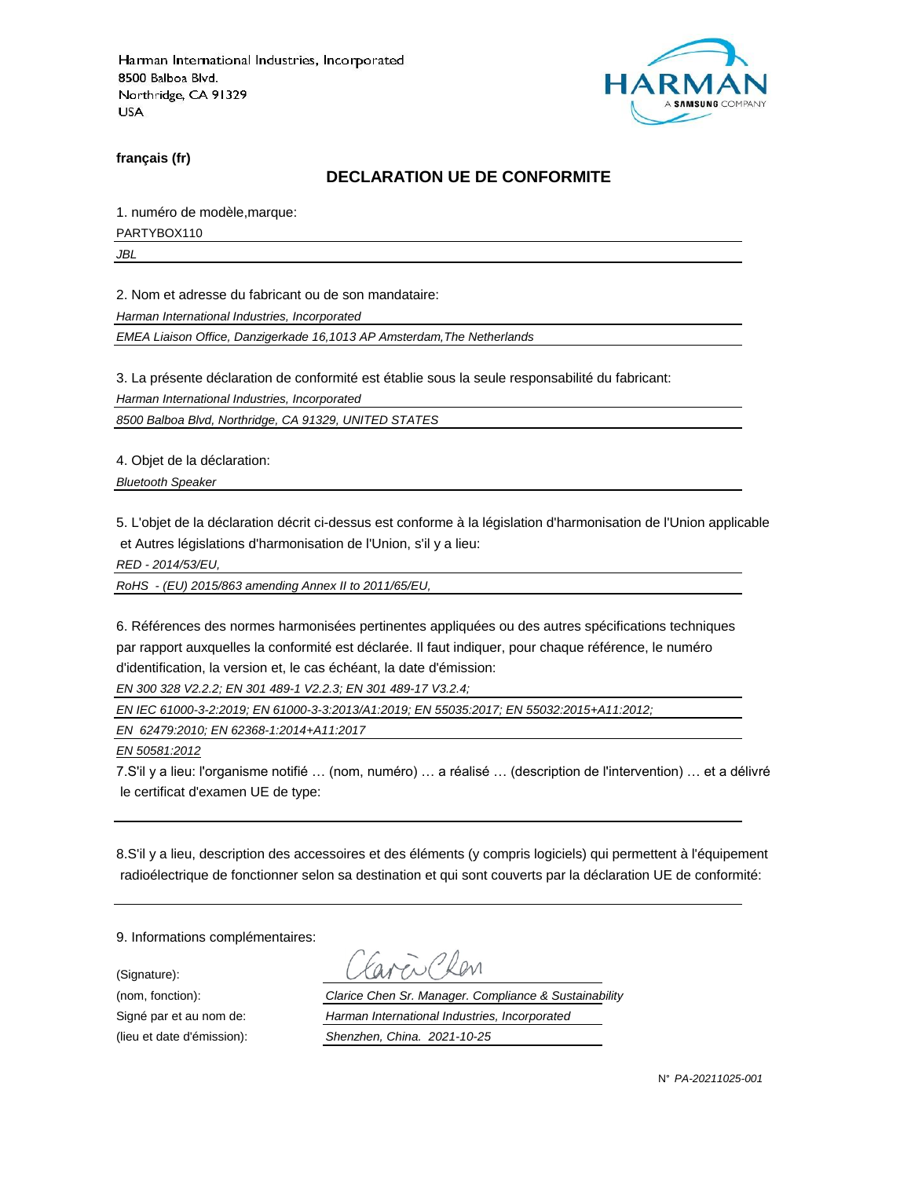Harman International Industries, Incorporated
8500 Balboa Blvd.
Northridge, CA 91329
USA

**français (fr)**

## DECLARATION UE DE CONFORMITE

1. numéro de modèle,marque:

PARTYBOX110

*JBL*

2. Nom et adresse du fabricant ou de son mandataire:

*Harman International Industries, Incorporated*

*EMEA Liaison Office, Danzigerkade 16,1013 AP Amsterdam,The Netherlands*

3. La présente déclaration de conformité est établie sous la seule responsabilité du fabricant:

*Harman International Industries, Incorporated*

*8500 Balboa Blvd, Northridge, CA 91329, UNITED STATES*

4. Objet de la déclaration:

*Bluetooth Speaker*

5. L'objet de la déclaration décrit ci-dessus est conforme à la législation d'harmonisation de l'Union applicable et Autres législations d'harmonisation de l'Union, s'il y a lieu:

*RED - 2014/53/EU,*

*RoHS - (EU) 2015/863 amending Annex II to 2011/65/EU,*

6. Références des normes harmonisées pertinentes appliquées ou des autres spécifications techniques par rapport auxquelles la conformité est déclarée. Il faut indiquer, pour chaque référence, le numéro d'identification, la version et, le cas échéant, la date d'émission:

*EN 300 328 V2.2.2; EN 301 489-1 V2.2.3; EN 301 489-17 V3.2.4;*

*EN IEC 61000-3-2:2019; EN 61000-3-3:2013/A1:2019; EN 55035:2017; EN 55032:2015+A11:2012;*

*EN 62479:2010; EN 62368-1:2014+A11:2017*

*EN 50581:2012*

7.S'il y a lieu: l'organisme notifié … (nom, numéro) … a réalisé … (description de l'intervention) … et a délivré le certificat d'examen UE de type:

8.S'il y a lieu, description des accessoires et des éléments (y compris logiciels) qui permettent à l'équipement radioélectrique de fonctionner selon sa destination et qui sont couverts par la déclaration UE de conformité:

9. Informations complémentaires:

(Signature):

(nom, fonction): *Clarice Chen Sr. Manager. Compliance & Sustainability*

Signé par et au nom de: *Harman International Industries, Incorporated*

(lieu et date d'émission): *Shenzhen, China. 2021-10-25*

N° *PA-20211025-001*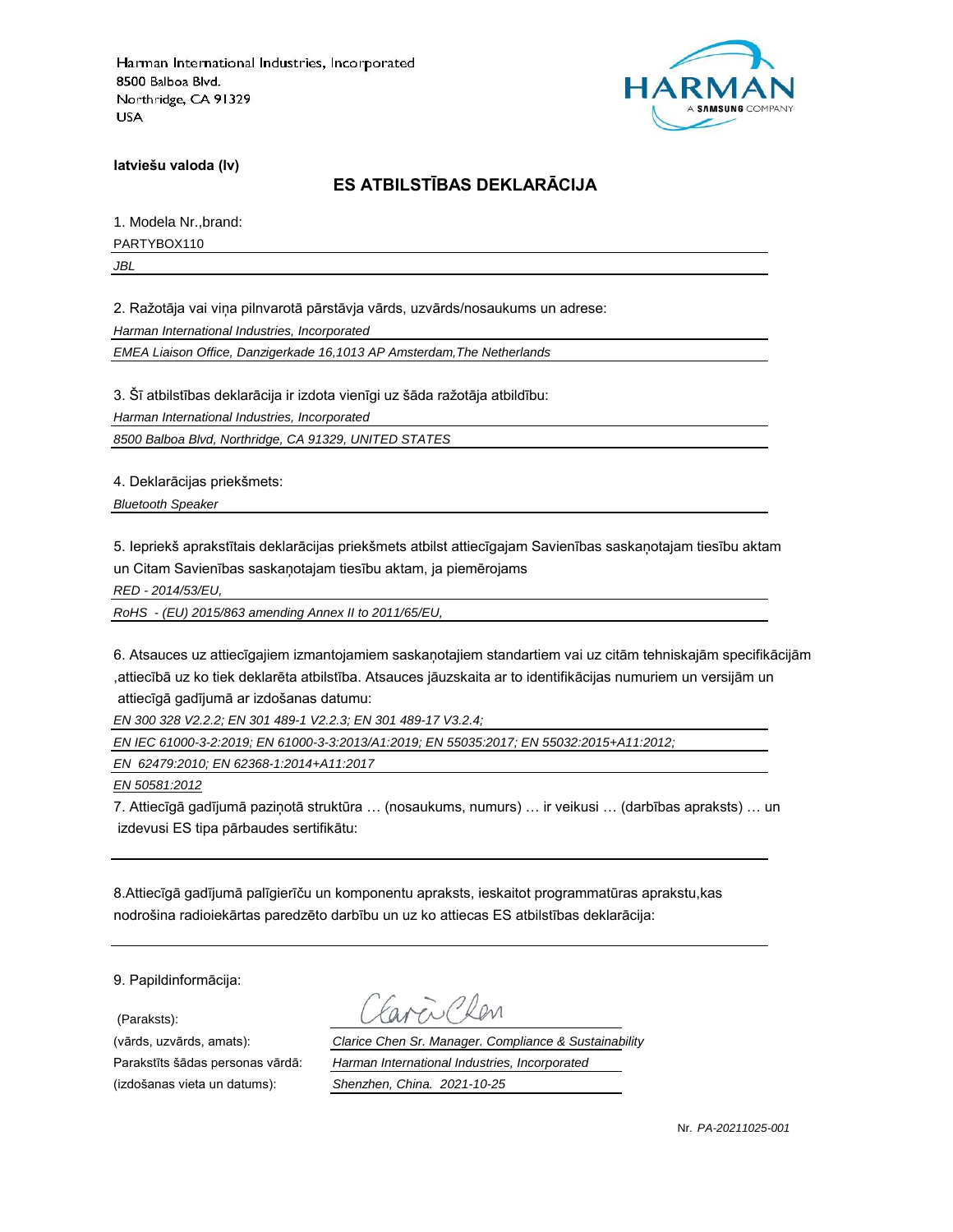Harman International Industries, Incorporated
8500 Balboa Blvd.
Northridge, CA 91329
USA

HARMAN
A SAMSUNG COMPANY

**latviešu valoda (lv)**

## ES ATBILSTĪBAS DEKLARĀCIJA

1. Modela Nr.,brand:

PARTYBOX110

*JBL*

2. Ražotāja vai viņa pilnvarotā pārstāvja vārds, uzvārds/nosaukums un adrese:

*Harman International Industries, Incorporated*

*EMEA Liaison Office, Danzigerkade 16,1013 AP Amsterdam,The Netherlands*

3. Šī atbilstības deklarācija ir izdota vienīgi uz šāda ražotāja atbildību:

*Harman International Industries, Incorporated*

*8500 Balboa Blvd, Northridge, CA 91329, UNITED STATES*

4. Deklarācijas priekšmets:

*Bluetooth Speaker*

5. Iepriekš aprakstītais deklarācijas priekšmets atbilst attiecīgajam Savienības saskaņotajam tiesību aktam un Citam Savienības saskaņotajam tiesību aktam, ja piemērojams

*RED - 2014/53/EU,*

*RoHS - (EU) 2015/863 amending Annex II to 2011/65/EU,*

6. Atsauces uz attiecīgajiem izmantojamiem saskaņotajiem standartiem vai uz citām tehniskajām specifikācijām ,attiecībā uz ko tiek deklarēta atbilstība. Atsauces jāuzskaita ar to identifikācijas numuriem un versijām un attiecīgā gadījumā ar izdošanas datumu:

*EN 300 328 V2.2.2; EN 301 489-1 V2.2.3; EN 301 489-17 V3.2.4;*

*EN IEC 61000-3-2:2019; EN 61000-3-3:2013/A1:2019; EN 55035:2017; EN 55032:2015+A11:2012;*

*EN 62479:2010; EN 62368-1:2014+A11:2017*

*EN 50581:2012*

7. Attiecīgā gadījumā paziņotā struktūra … (nosaukums, numurs) … ir veikusi … (darbības apraksts) … un izdevusi ES tipa pārbaudes sertifikātu:

8.Attiecīgā gadījumā palīgierīču un komponentu apraksts, ieskaitot programmatūras aprakstu,kas nodrošina radioiekārtas paredzēto darbību un uz ko attiecas ES atbilstības deklarācija:

9. Papildinformācija:

(Paraksts):

(vārds, uzvārds, amats): *Clarice Chen Sr. Manager. Compliance & Sustainability*

Parakstīts šādas personas vārdā: *Harman International Industries, Incorporated*

(izdošanas vieta un datums): *Shenzhen, China. 2021-10-25*

Nr. *PA-20211025-001*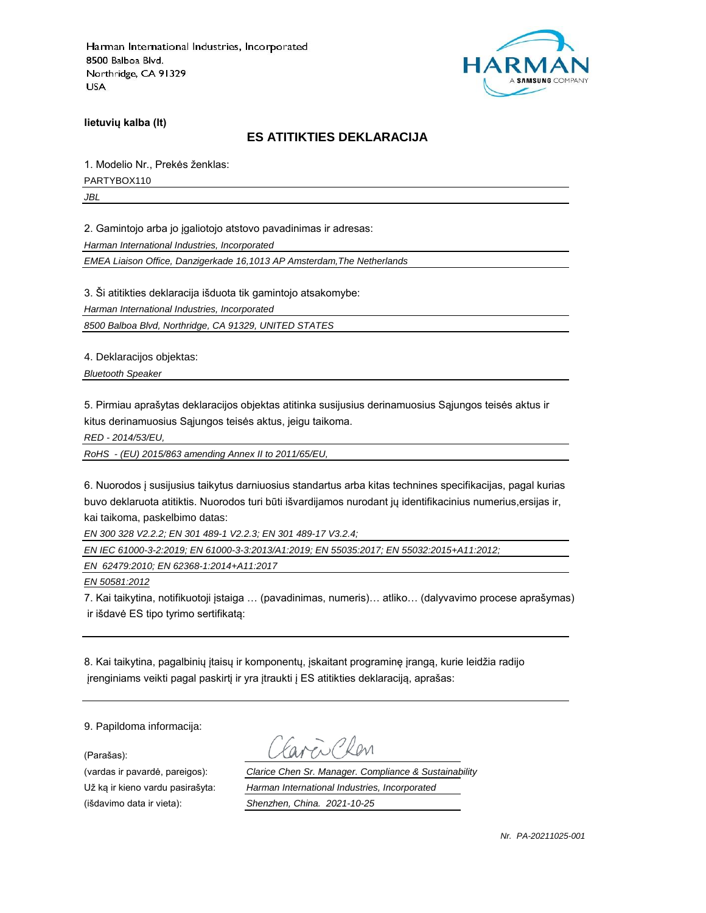Harman International Industries, Incorporated
8500 Balboa Blvd.
Northridge, CA 91329
USA

**lietuvių kalba (lt)**

## ES ATITIKTIES DEKLARACIJA

1. Modelio Nr., Prekės ženklas:

PARTYBOX110

*JBL*

2. Gamintojo arba jo įgaliotojo atstovo pavadinimas ir adresas:

*Harman International Industries, Incorporated*

*EMEA Liaison Office, Danzigerkade 16,1013 AP Amsterdam,The Netherlands*

3. Ši atitikties deklaracija išduota tik gamintojo atsakomybe:

*Harman International Industries, Incorporated*

*8500 Balboa Blvd, Northridge, CA 91329, UNITED STATES*

4. Deklaracijos objektas:

*Bluetooth Speaker*

5. Pirmiau aprašytas deklaracijos objektas atitinka susijusius derinamuosius Sąjungos teisės aktus ir kitus derinamuosius Sąjungos teisės aktus, jeigu taikoma.

*RED - 2014/53/EU,*

*RoHS - (EU) 2015/863 amending Annex II to 2011/65/EU,*

6. Nuorodos į susijusius taikytus darniuosius standartus arba kitas technines specifikacijas, pagal kurias buvo deklaruota atitiktis. Nuorodos turi būti išvardijamos nurodant jų identifikacinius numerius,ersijas ir, kai taikoma, paskelbimo datas:

*EN 300 328 V2.2.2; EN 301 489-1 V2.2.3; EN 301 489-17 V3.2.4;*

*EN IEC 61000-3-2:2019; EN 61000-3-3:2013/A1:2019; EN 55035:2017; EN 55032:2015+A11:2012;*

*EN 62479:2010; EN 62368-1:2014+A11:2017*

*EN 50581:2012*

7. Kai taikytina, notifikuotoji įstaiga … (pavadinimas, numeris)… atliko… (dalyvavimo procese aprašymas) ir išdavė ES tipo tyrimo sertifikatą:

8. Kai taikytina, pagalbinių įtaisų ir komponentų, įskaitant programinę įrangą, kurie leidžia radijo įrenginiams veikti pagal paskirtį ir yra įtraukti į ES atitikties deklaraciją, aprašas:

9. Papildoma informacija:

(Parašas):

(vardas ir pavardė, pareigos): *Clarice Chen Sr. Manager. Compliance & Sustainability*

Už ką ir kieno vardu pasirašyta: *Harman International Industries, Incorporated*

(išdavimo data ir vieta): *Shenzhen, China. 2021-10-25*

*Nr. PA-20211025-001*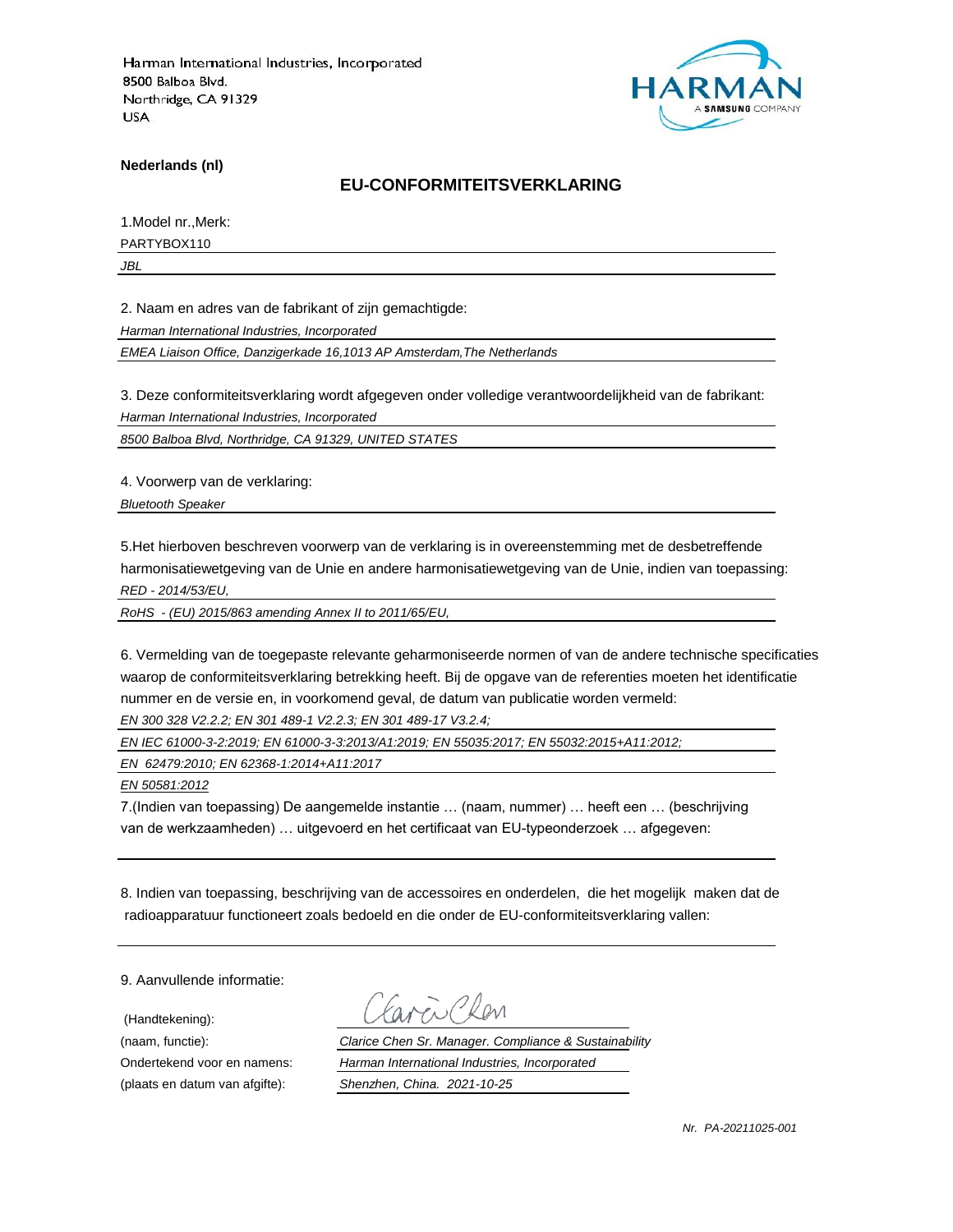Harman International Industries, Incorporated
8500 Balboa Blvd.
Northridge, CA 91329
USA

**Nederlands (nl)**

## EU-CONFORMITEITSVERKLARING

1.Model nr.,Merk:

PARTYBOX110

*JBL*

2. Naam en adres van de fabrikant of zijn gemachtigde:

*Harman International Industries, Incorporated*

*EMEA Liaison Office, Danzigerkade 16,1013 AP Amsterdam,The Netherlands*

3. Deze conformiteitsverklaring wordt afgegeven onder volledige verantwoordelijkheid van de fabrikant:

*Harman International Industries, Incorporated*

*8500 Balboa Blvd, Northridge, CA 91329, UNITED STATES*

4. Voorwerp van de verklaring:

*Bluetooth Speaker*

5.Het hierboven beschreven voorwerp van de verklaring is in overeenstemming met de desbetreffende harmonisatiewetgeving van de Unie en andere harmonisatiewetgeving van de Unie, indien van toepassing:

*RED - 2014/53/EU,*

*RoHS - (EU) 2015/863 amending Annex II to 2011/65/EU,*

6. Vermelding van de toegepaste relevante geharmoniseerde normen of van de andere technische specificaties waarop de conformiteitsverklaring betrekking heeft. Bij de opgave van de referenties moeten het identificatie nummer en de versie en, in voorkomend geval, de datum van publicatie worden vermeld:

*EN 300 328 V2.2.2; EN 301 489-1 V2.2.3; EN 301 489-17 V3.2.4;*

*EN IEC 61000-3-2:2019; EN 61000-3-3:2013/A1:2019; EN 55035:2017; EN 55032:2015+A11:2012;*

*EN 62479:2010; EN 62368-1:2014+A11:2017*

*EN 50581:2012*

7.(Indien van toepassing) De aangemelde instantie … (naam, nummer) … heeft een … (beschrijving van de werkzaamheden) … uitgevoerd en het certificaat van EU-typeonderzoek … afgegeven:

8. Indien van toepassing, beschrijving van de accessoires en onderdelen, die het mogelijk maken dat de radioapparatuur functioneert zoals bedoeld en die onder de EU-conformiteitsverklaring vallen:

9. Aanvullende informatie:

(Handtekening):

(naam, functie): *Clarice Chen Sr. Manager. Compliance & Sustainability*

Ondertekend voor en namens: *Harman International Industries, Incorporated*

(plaats en datum van afgifte): *Shenzhen, China. 2021-10-25*

*Nr. PA-20211025-001*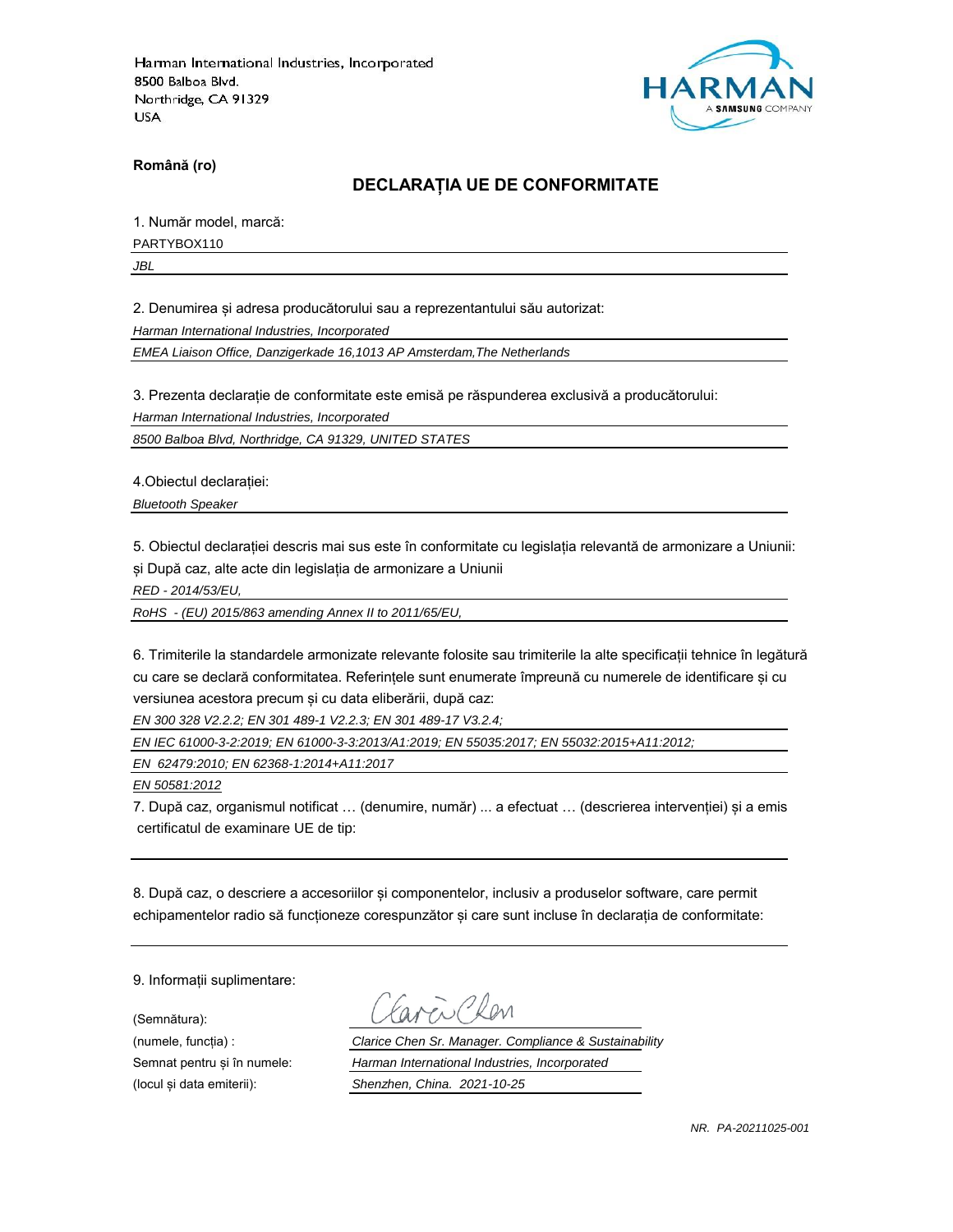Harman International Industries, Incorporated
8500 Balboa Blvd.
Northridge, CA 91329
USA

**Română (ro)**

## DECLARAȚIA UE DE CONFORMITATE

1. Număr model, marcă:

PARTYBOX110

*JBL*

2. Denumirea și adresa producătorului sau a reprezentantului său autorizat:

*Harman International Industries, Incorporated*

*EMEA Liaison Office, Danzigerkade 16,1013 AP Amsterdam,The Netherlands*

3. Prezenta declarație de conformitate este emisă pe răspunderea exclusivă a producătorului:

*Harman International Industries, Incorporated*

*8500 Balboa Blvd, Northridge, CA 91329, UNITED STATES*

4.Obiectul declarației:

*Bluetooth Speaker*

5. Obiectul declarației descris mai sus este în conformitate cu legislația relevantă de armonizare a Uniunii:
și După caz, alte acte din legislația de armonizare a Uniunii

*RED - 2014/53/EU,*

*RoHS - (EU) 2015/863 amending Annex II to 2011/65/EU,*

6. Trimiterile la standardele armonizate relevante folosite sau trimiterile la alte specificații tehnice în legătură cu care se declară conformitatea. Referințele sunt enumerate împreună cu numerele de identificare și cu versiunea acestora precum și cu data eliberării, după caz:

*EN 300 328 V2.2.2; EN 301 489-1 V2.2.3; EN 301 489-17 V3.2.4;*

*EN IEC 61000-3-2:2019; EN 61000-3-3:2013/A1:2019; EN 55035:2017; EN 55032:2015+A11:2012;*

*EN 62479:2010; EN 62368-1:2014+A11:2017*

*EN 50581:2012*

7. După caz, organismul notificat … (denumire, număr) ... a efectuat … (descrierea intervenției) și a emis certificatul de examinare UE de tip:

8. După caz, o descriere a accesoriilor și componentelor, inclusiv a produselor software, care permit echipamentelor radio să funcționeze corespunzător și care sunt incluse în declarația de conformitate:

9. Informații suplimentare:

(Semnătura):

(numele, funcția) : *Clarice Chen Sr. Manager. Compliance & Sustainability*

Semnat pentru și în numele: *Harman International Industries, Incorporated*

(locul și data emiterii): *Shenzhen, China. 2021-10-25*

*NR. PA-20211025-001*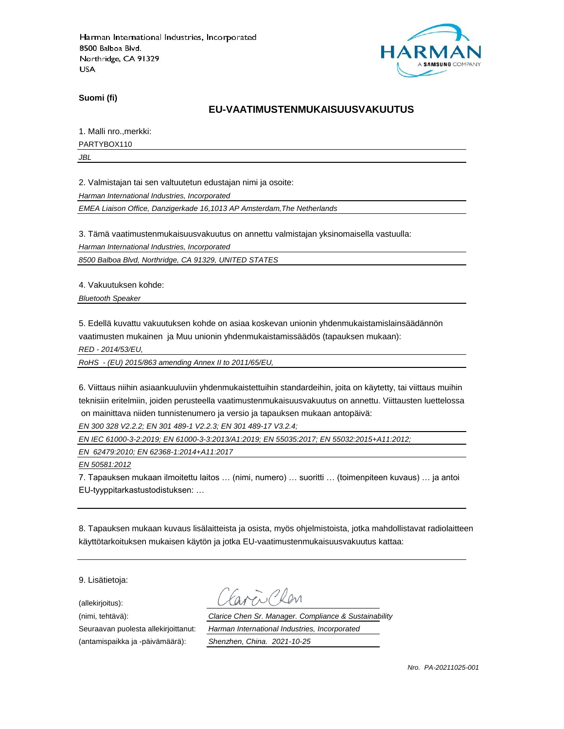Harman International Industries, Incorporated
8500 Balboa Blvd.
Northridge, CA 91329
USA

**Suomi (fi)**

## EU-VAATIMUSTENMUKAISUUSVAKUUTUS

1. Malli nro.,merkki:

PARTYBOX110

*JBL*

2. Valmistajan tai sen valtuutetun edustajan nimi ja osoite:

*Harman International Industries, Incorporated*

*EMEA Liaison Office, Danzigerkade 16,1013 AP Amsterdam,The Netherlands*

3. Tämä vaatimustenmukaisuusvakuutus on annettu valmistajan yksinomaisella vastuulla:

*Harman International Industries, Incorporated*

*8500 Balboa Blvd, Northridge, CA 91329, UNITED STATES*

4. Vakuutuksen kohde:

*Bluetooth Speaker*

5. Edellä kuvattu vakuutuksen kohde on asiaa koskevan unionin yhdenmukaistamislainsäädännön vaatimusten mukainen ja Muu unionin yhdenmukaistamissäädös (tapauksen mukaan):

*RED - 2014/53/EU,*

*RoHS - (EU) 2015/863 amending Annex II to 2011/65/EU,*

6. Viittaus niihin asiaankuuluviin yhdenmukaistettuihin standardeihin, joita on käytetty, tai viittaus muihin teknisiin eritelmiin, joiden perusteella vaatimustenmukaisuusvakuutus on annettu. Viittausten luettelossa on mainittava niiden tunnistenumero ja versio ja tapauksen mukaan antopäivä:

*EN 300 328 V2.2.2; EN 301 489-1 V2.2.3; EN 301 489-17 V3.2.4;*

*EN IEC 61000-3-2:2019; EN 61000-3-3:2013/A1:2019; EN 55035:2017; EN 55032:2015+A11:2012;*

*EN 62479:2010; EN 62368-1:2014+A11:2017*

*EN 50581:2012*

7. Tapauksen mukaan ilmoitettu laitos … (nimi, numero) … suoritti … (toimenpiteen kuvaus) … ja antoi EU-tyyppitarkastustodistuksen: …

8. Tapauksen mukaan kuvaus lisälaitteista ja osista, myös ohjelmistoista, jotka mahdollistavat radiolaitteen käyttötarkoituksen mukaisen käytön ja jotka EU-vaatimustenmukaisuusvakuutus kattaa:

9. Lisätietoja:

(allekirjoitus): Clarice Chen

(nimi, tehtävä): *Clarice Chen Sr. Manager. Compliance & Sustainability*

Seuraavan puolesta allekirjoittanut: *Harman International Industries, Incorporated*

(antamispaikka ja -päivämäärä): *Shenzhen, China. 2021-10-25*

*Nro. PA-20211025-001*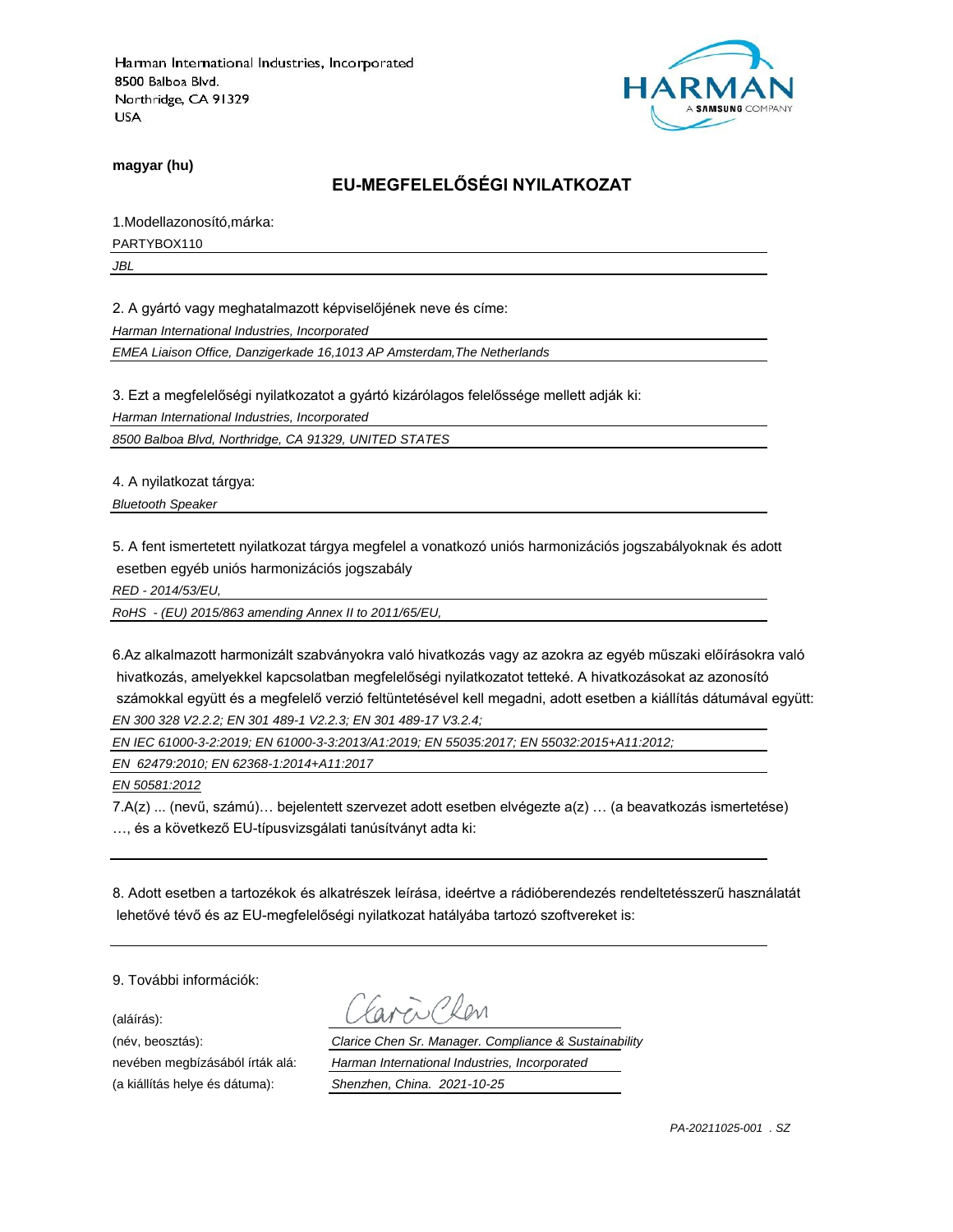Harman International Industries, Incorporated
8500 Balboa Blvd.
Northridge, CA 91329
USA

HARMAN
A SAMSUNG COMPANY

**magyar (hu)**

## EU-MEGFELELŐSÉGI NYILATKOZAT

1.Modellazonosító,márka:

PARTYBOX110

*JBL*

2. A gyártó vagy meghatalmazott képviselőjének neve és címe:

*Harman International Industries, Incorporated*

*EMEA Liaison Office, Danzigerkade 16,1013 AP Amsterdam,The Netherlands*

3. Ezt a megfelelőségi nyilatkozatot a gyártó kizárólagos felelőssége mellett adják ki:

*Harman International Industries, Incorporated*

*8500 Balboa Blvd, Northridge, CA 91329, UNITED STATES*

4. A nyilatkozat tárgya:

*Bluetooth Speaker*

5. A fent ismertetett nyilatkozat tárgya megfelel a vonatkozó uniós harmonizációs jogszabályoknak és adott esetben egyéb uniós harmonizációs jogszabály

*RED - 2014/53/EU,*

*RoHS - (EU) 2015/863 amending Annex II to 2011/65/EU,*

6.Az alkalmazott harmonizált szabványokra való hivatkozás vagy az azokra az egyéb műszaki előírásokra való hivatkozás, amelyekkel kapcsolatban megfelelőségi nyilatkozatot tetteké. A hivatkozásokat az azonosító számokkal együtt és a megfelelő verzió feltüntetésével kell megadni, adott esetben a kiállítás dátumával együtt:

*EN 300 328 V2.2.2; EN 301 489-1 V2.2.3; EN 301 489-17 V3.2.4;*

*EN IEC 61000-3-2:2019; EN 61000-3-3:2013/A1:2019; EN 55035:2017; EN 55032:2015+A11:2012;*

*EN 62479:2010; EN 62368-1:2014+A11:2017*

*EN 50581:2012*

7.A(z) ... (nevű, számú)… bejelentett szervezet adott esetben elvégezte a(z) … (a beavatkozás ismertetése) …, és a következő EU-típusvizsgálati tanúsítványt adta ki:

8. Adott esetben a tartozékok és alkatrészek leírása, ideértve a rádióberendezés rendeltetésszerű használatát lehetővé tévő és az EU-megfelelőségi nyilatkozat hatályába tartozó szoftvereket is:

9. További információk:

(aláírás):

(név, beosztás): *Clarice Chen Sr. Manager. Compliance & Sustainability*

nevében megbízásából írták alá: *Harman International Industries, Incorporated*

(a kiállítás helye és dátuma): *Shenzhen, China. 2021-10-25*

*PA-20211025-001 . SZ*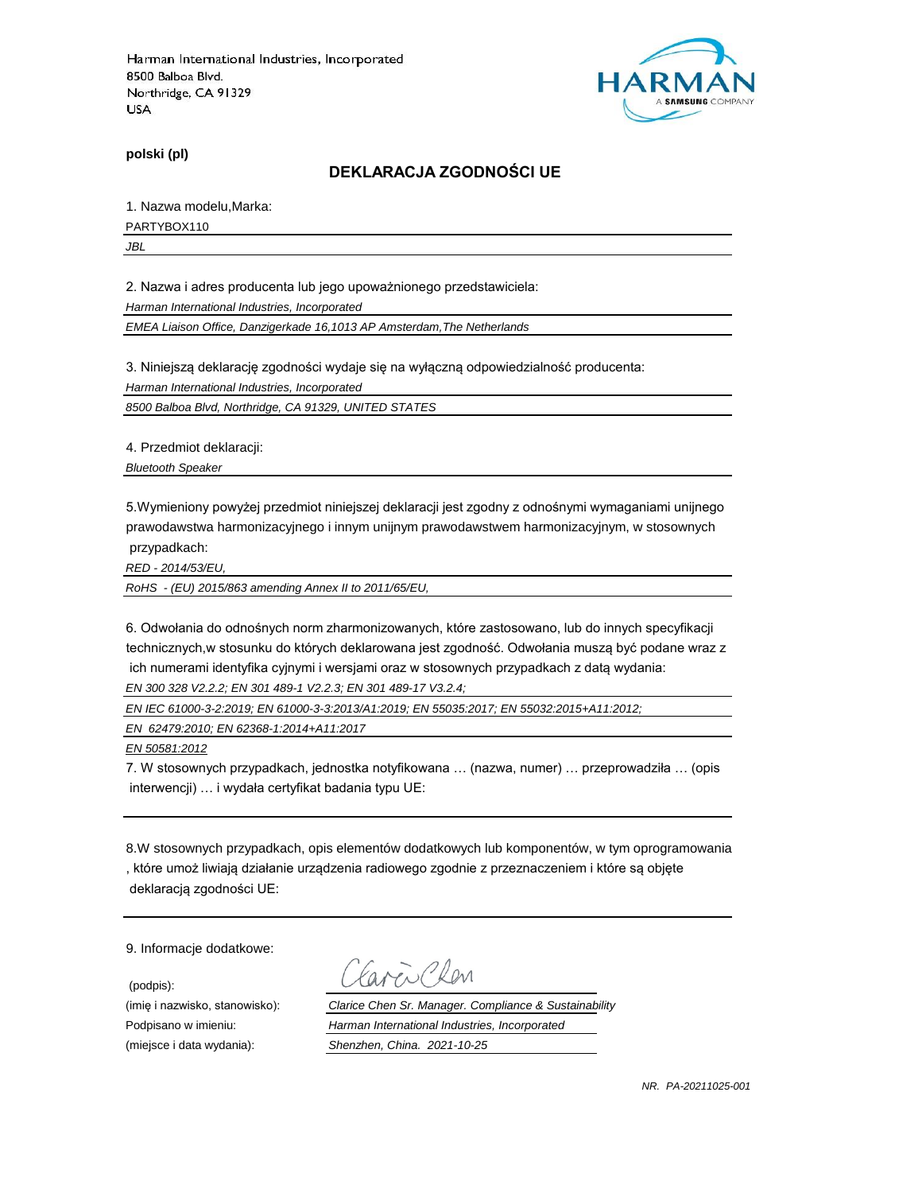Harman International Industries, Incorporated
8500 Balboa Blvd.
Northridge, CA 91329
USA

**polski (pl)**

## DEKLARACJA ZGODNOŚCI UE

1. Nazwa modelu,Marka:

PARTYBOX110

*JBL*

2. Nazwa i adres producenta lub jego upoważnionego przedstawiciela:

*Harman International Industries, Incorporated*

*EMEA Liaison Office, Danzigerkade 16,1013 AP Amsterdam,The Netherlands*

3. Niniejszą deklarację zgodności wydaje się na wyłączną odpowiedzialność producenta:

*Harman International Industries, Incorporated*

*8500 Balboa Blvd, Northridge, CA 91329, UNITED STATES*

4. Przedmiot deklaracji:

*Bluetooth Speaker*

5.Wymieniony powyżej przedmiot niniejszej deklaracji jest zgodny z odnośnymi wymaganiami unijnego prawodawstwa harmonizacyjnego i innym unijnym prawodawstwem harmonizacyjnym, w stosownych przypadkach:

*RED - 2014/53/EU,*

*RoHS - (EU) 2015/863 amending Annex II to 2011/65/EU,*

6. Odwołania do odnośnych norm zharmonizowanych, które zastosowano, lub do innych specyfikacji technicznych,w stosunku do których deklarowana jest zgodność. Odwołania muszą być podane wraz z ich numerami identyfika cyjnymi i wersjami oraz w stosownych przypadkach z datą wydania:

*EN 300 328 V2.2.2; EN 301 489-1 V2.2.3; EN 301 489-17 V3.2.4;*

*EN IEC 61000-3-2:2019; EN 61000-3-3:2013/A1:2019; EN 55035:2017; EN 55032:2015+A11:2012;*

*EN 62479:2010; EN 62368-1:2014+A11:2017*

*EN 50581:2012*

7. W stosownych przypadkach, jednostka notyfikowana … (nazwa, numer) … przeprowadziła … (opis interwencji) … i wydała certyfikat badania typu UE:

8.W stosownych przypadkach, opis elementów dodatkowych lub komponentów, w tym oprogramowania , które umoż liwiają działanie urządzenia radiowego zgodnie z przeznaczeniem i które są objęte deklaracją zgodności UE:

9. Informacje dodatkowe:

(podpis):

(imię i nazwisko, stanowisko): *Clarice Chen Sr. Manager. Compliance & Sustainability*

Podpisano w imieniu: *Harman International Industries, Incorporated*

(miejsce i data wydania): *Shenzhen, China. 2021-10-25*

*NR. PA-20211025-001*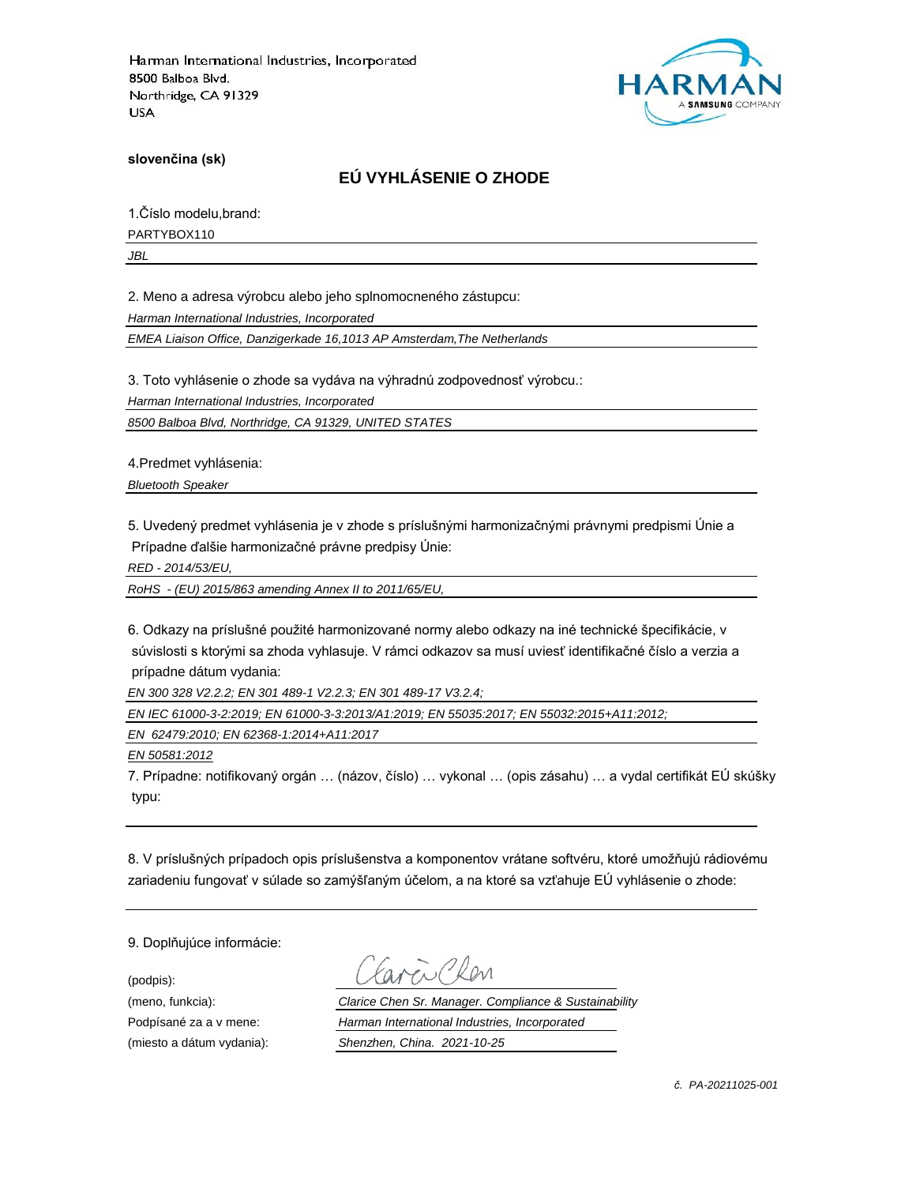Harman International Industries, Incorporated
8500 Balboa Blvd.
Northridge, CA 91329
USA

**slovenčina (sk)**

## EÚ VYHLÁSENIE O ZHODE

1.Číslo modelu,brand:

PARTYBOX110

*JBL*

2. Meno a adresa výrobcu alebo jeho splnomocneného zástupcu:

*Harman International Industries, Incorporated*

*EMEA Liaison Office, Danzigerkade 16,1013 AP Amsterdam,The Netherlands*

3. Toto vyhlásenie o zhode sa vydáva na výhradnú zodpovednosť výrobcu.:

*Harman International Industries, Incorporated*

*8500 Balboa Blvd, Northridge, CA 91329, UNITED STATES*

4.Predmet vyhlásenia:

*Bluetooth Speaker*

5. Uvedený predmet vyhlásenia je v zhode s príslušnými harmonizačnými právnymi predpismi Únie a Prípadne ďalšie harmonizačné právne predpisy Únie:

*RED - 2014/53/EU,*

*RoHS - (EU) 2015/863 amending Annex II to 2011/65/EU,*

6. Odkazy na príslušné použité harmonizované normy alebo odkazy na iné technické špecifikácie, v súvislosti s ktorými sa zhoda vyhlasuje. V rámci odkazov sa musí uviesť identifikačné číslo a verzia a prípadne dátum vydania:

*EN 300 328 V2.2.2; EN 301 489-1 V2.2.3; EN 301 489-17 V3.2.4;*

*EN IEC 61000-3-2:2019; EN 61000-3-3:2013/A1:2019; EN 55035:2017; EN 55032:2015+A11:2012;*

*EN 62479:2010; EN 62368-1:2014+A11:2017*

*EN 50581:2012*

7. Prípadne: notifikovaný orgán … (názov, číslo) … vykonal … (opis zásahu) … a vydal certifikát EÚ skúšky typu:

8. V príslušných prípadoch opis príslušenstva a komponentov vrátane softvéru, ktoré umožňujú rádiovému zariadeniu fungovať v súlade so zamýšľaným účelom, a na ktoré sa vzťahuje EÚ vyhlásenie o zhode:

9. Doplňujúce informácie:

(podpis): Clarice Chen

(meno, funkcia): *Clarice Chen Sr. Manager. Compliance & Sustainability*

Podpísané za a v mene: *Harman International Industries, Incorporated*

(miesto a dátum vydania): *Shenzhen, China. 2021-10-25*

*č. PA-20211025-001*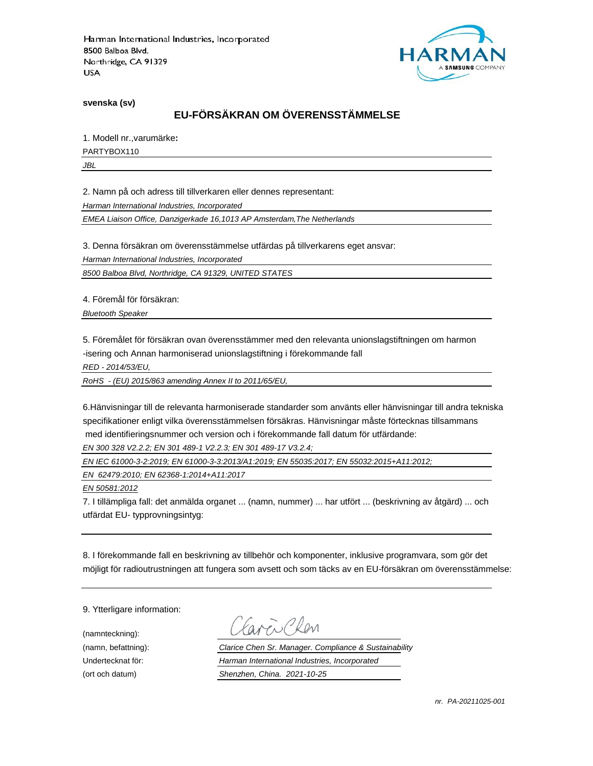Harman International Industries, Incorporated
8500 Balboa Blvd.
Northridge, CA 91329
USA

HARMAN
A SAMSUNG COMPANY

**svenska (sv)**

## EU-FÖRSÄKRAN OM ÖVERENSSTÄMMELSE

1. Modell nr.,varumärke**:**

PARTYBOX110

*JBL*

2. Namn på och adress till tillverkaren eller dennes representant:

*Harman International Industries, Incorporated*

*EMEA Liaison Office, Danzigerkade 16,1013 AP Amsterdam,The Netherlands*

3. Denna försäkran om överensstämmelse utfärdas på tillverkarens eget ansvar:

*Harman International Industries, Incorporated*

*8500 Balboa Blvd, Northridge, CA 91329, UNITED STATES*

4. Föremål för försäkran:

*Bluetooth Speaker*

5. Föremålet för försäkran ovan överensstämmer med den relevanta unionslagstiftningen om harmon
-isering och Annan harmoniserad unionslagstiftning i förekommande fall

*RED - 2014/53/EU,*

*RoHS - (EU) 2015/863 amending Annex II to 2011/65/EU,*

6.Hänvisningar till de relevanta harmoniserade standarder som använts eller hänvisningar till andra tekniska specifikationer enligt vilka överensstämmelsen försäkras. Hänvisningar måste förtecknas tillsammans med identifieringsnummer och version och i förekommande fall datum för utfärdande:

*EN 300 328 V2.2.2; EN 301 489-1 V2.2.3; EN 301 489-17 V3.2.4;*

*EN IEC 61000-3-2:2019; EN 61000-3-3:2013/A1:2019; EN 55035:2017; EN 55032:2015+A11:2012;*

*EN 62479:2010; EN 62368-1:2014+A11:2017*

*EN 50581:2012*

7. I tillämpliga fall: det anmälda organet ... (namn, nummer) ... har utfört ... (beskrivning av åtgärd) ... och utfärdat EU- typprovningsintyg:

8. I förekommande fall en beskrivning av tillbehör och komponenter, inklusive programvara, som gör det möjligt för radioutrustningen att fungera som avsett och som täcks av en EU-försäkran om överensstämmelse:

9. Ytterligare information:

(namnteckning):

(namn, befattning): *Clarice Chen Sr. Manager. Compliance & Sustainability*

Undertecknat för: *Harman International Industries, Incorporated*

(ort och datum) *Shenzhen, China. 2021-10-25*

*nr. PA-20211025-001*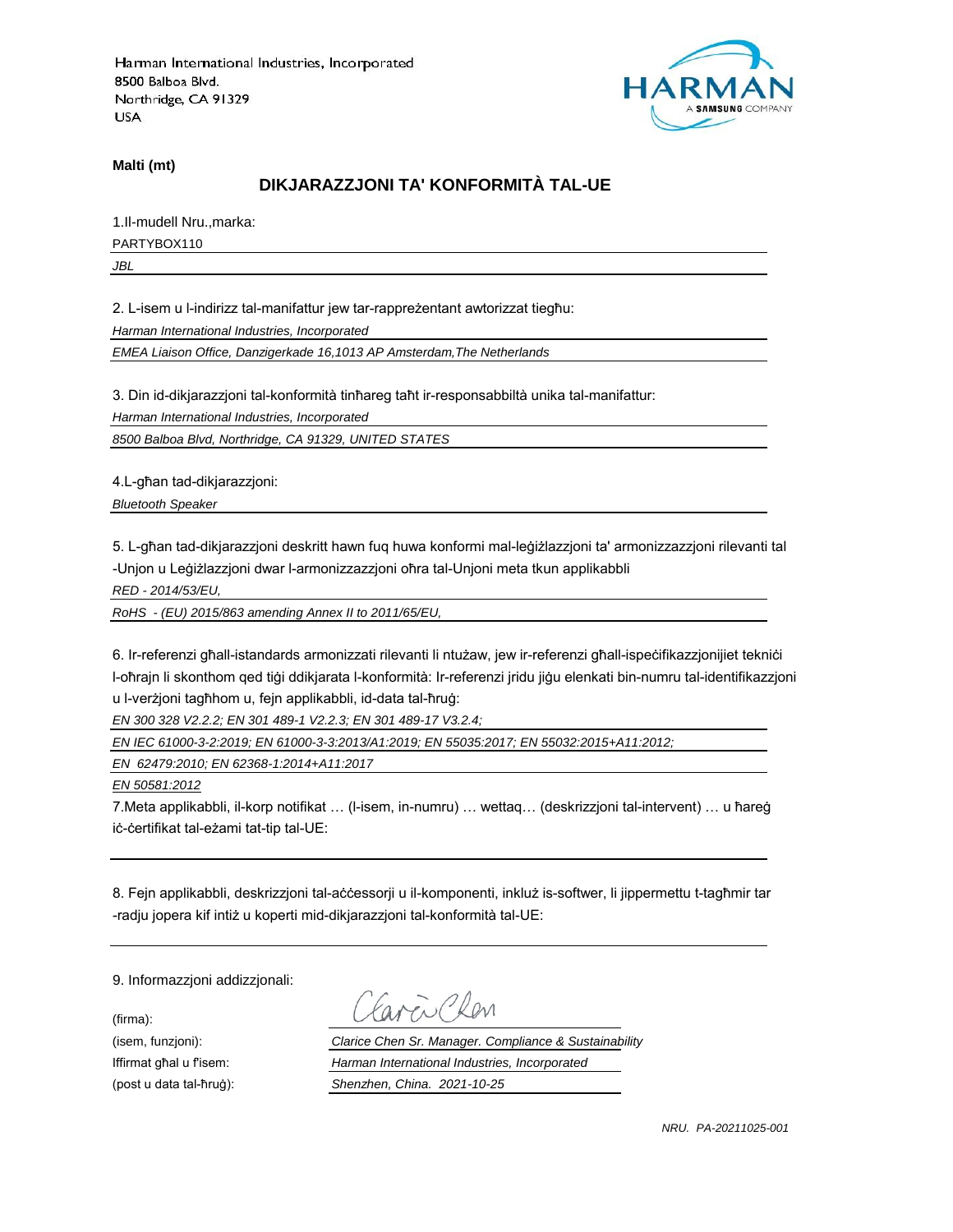Harman International Industries, Incorporated
8500 Balboa Blvd.
Northridge, CA 91329
USA

HARMAN
A SAMSUNG COMPANY

**Malti (mt)**

## DIKJARAZZJONI TA' KONFORMITÀ TAL-UE

1.Il-mudell Nru.,marka:

PARTYBOX110

*JBL*

2. L-isem u l-indirizz tal-manifattur jew tar-rappreżentant awtorizzat tiegħu:

*Harman International Industries, Incorporated*

*EMEA Liaison Office, Danzigerkade 16,1013 AP Amsterdam,The Netherlands*

3. Din id-dikjarazzjoni tal-konformità tinħareg taħt ir-responsabbiltà unika tal-manifattur:

*Harman International Industries, Incorporated*

*8500 Balboa Blvd, Northridge, CA 91329, UNITED STATES*

4.L-għan tad-dikjarazzjoni:

*Bluetooth Speaker*

5. L-għan tad-dikjarazzjoni deskritt hawn fuq huwa konformi mal-leġiżlazzjoni ta' armonizzazzjoni rilevanti tal -Unjon u Leġiżlazzjoni dwar l-armonizzazzjoni oħra tal-Unjoni meta tkun applikabbli

*RED - 2014/53/EU,*

*RoHS - (EU) 2015/863 amending Annex II to 2011/65/EU,*

6. Ir-referenzi għall-istandards armonizzati rilevanti li ntużaw, jew ir-referenzi għall-ispeċifikazzjonijiet tekniċi l-oħrajn li skonthom qed tiġi ddikjarata l-konformità: Ir-referenzi jridu jiġu elenkati bin-numru tal-identifikazzjoni u l-verżjoni tagħhom u, fejn applikabbli, id-data tal-ħruġ:

*EN 300 328 V2.2.2; EN 301 489-1 V2.2.3; EN 301 489-17 V3.2.4;*

*EN IEC 61000-3-2:2019; EN 61000-3-3:2013/A1:2019; EN 55035:2017; EN 55032:2015+A11:2012;*

*EN 62479:2010; EN 62368-1:2014+A11:2017*

*EN 50581:2012*

7.Meta applikabbli, il-korp notifikat … (l-isem, in-numru) … wettaq… (deskrizzjoni tal-intervent) … u ħareġ iċ-ċertifikat tal-eżami tat-tip tal-UE:

8. Fejn applikabbli, deskrizzjoni tal-aċċessorji u il-komponenti, inkluż is-softwer, li jippermettu t-tagħmir tar -radju jopera kif intiż u koperti mid-dikjarazzjoni tal-konformità tal-UE:

9. Informazzjoni addizzjonali:

(firma):

(isem, funzjoni): *Clarice Chen Sr. Manager. Compliance & Sustainability*

Iffirmat għal u f'isem: *Harman International Industries, Incorporated*

(post u data tal-ħruġ): *Shenzhen, China. 2021-10-25*

*NRU. PA-20211025-001*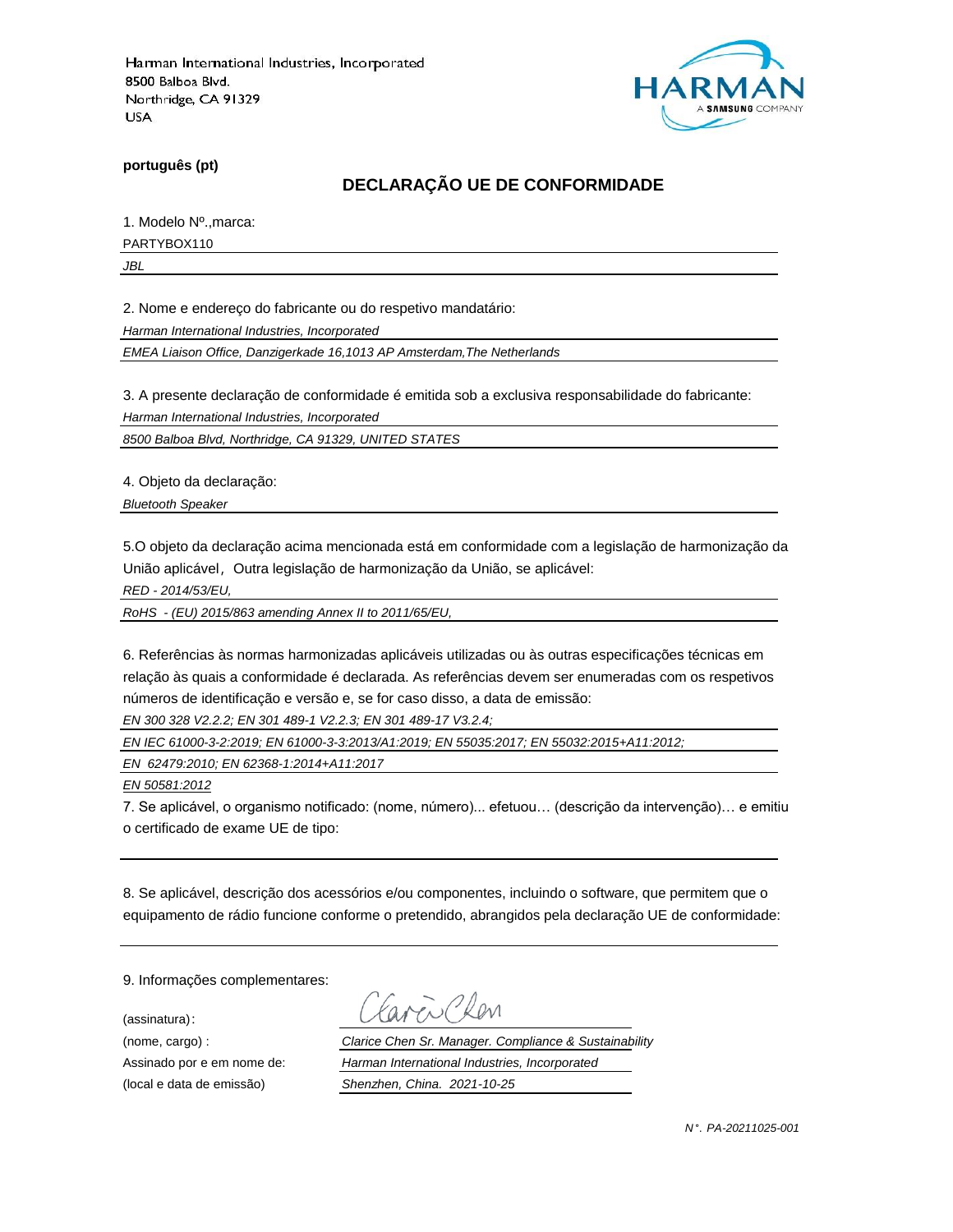Harman International Industries, Incorporated
8500 Balboa Blvd.
Northridge, CA 91329
USA

HARMAN
A SAMSUNG COMPANY

**português (pt)**

## DECLARAÇÃO UE DE CONFORMIDADE

1. Modelo Nº.,marca:

PARTYBOX110

*JBL*

2. Nome e endereço do fabricante ou do respetivo mandatário:

*Harman International Industries, Incorporated*

*EMEA Liaison Office, Danzigerkade 16,1013 AP Amsterdam,The Netherlands*

3. A presente declaração de conformidade é emitida sob a exclusiva responsabilidade do fabricante:

*Harman International Industries, Incorporated*

*8500 Balboa Blvd, Northridge, CA 91329, UNITED STATES*

4. Objeto da declaração:

*Bluetooth Speaker*

5.O objeto da declaração acima mencionada está em conformidade com a legislação de harmonização da União aplicável，Outra legislação de harmonização da União, se aplicável:

*RED - 2014/53/EU,*

*RoHS - (EU) 2015/863 amending Annex II to 2011/65/EU,*

6. Referências às normas harmonizadas aplicáveis utilizadas ou às outras especificações técnicas em relação às quais a conformidade é declarada. As referências devem ser enumeradas com os respetivos números de identificação e versão e, se for caso disso, a data de emissão:

*EN 300 328 V2.2.2; EN 301 489-1 V2.2.3; EN 301 489-17 V3.2.4;*

*EN IEC 61000-3-2:2019; EN 61000-3-3:2013/A1:2019; EN 55035:2017; EN 55032:2015+A11:2012;*

*EN 62479:2010; EN 62368-1:2014+A11:2017*

*EN 50581:2012*

7. Se aplicável, o organismo notificado: (nome, número)... efetuou… (descrição da intervenção)… e emitiu o certificado de exame UE de tipo:

8. Se aplicável, descrição dos acessórios e/ou componentes, incluindo o software, que permitem que o equipamento de rádio funcione conforme o pretendido, abrangidos pela declaração UE de conformidade:

9. Informações complementares:

(assinatura)：

(nome, cargo) : *Clarice Chen Sr. Manager. Compliance & Sustainability*

Assinado por e em nome de: *Harman International Industries, Incorporated*

(local e data de emissão) *Shenzhen, China. 2021-10-25*

*N°. PA-20211025-001*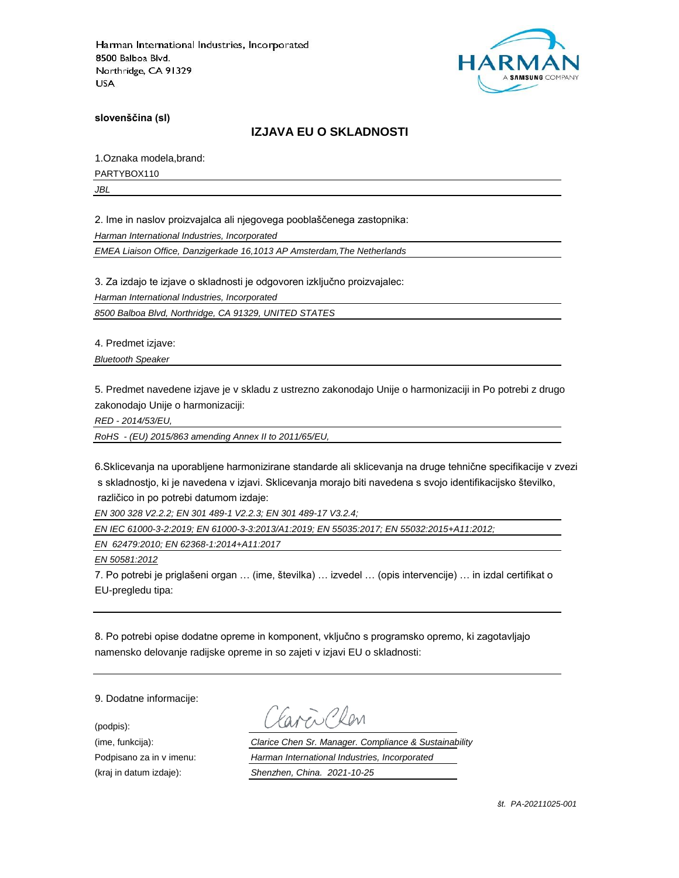Harman International Industries, Incorporated
8500 Balboa Blvd.
Northridge, CA 91329
USA

HARMAN
A SAMSUNG COMPANY

**slovenščina (sl)**

## IZJAVA EU O SKLADNOSTI

1.Oznaka modela,brand:

PARTYBOX110

*JBL*

2. Ime in naslov proizvajalca ali njegovega pooblaščenega zastopnika:

*Harman International Industries, Incorporated*

*EMEA Liaison Office, Danzigerkade 16,1013 AP Amsterdam,The Netherlands*

3. Za izdajo te izjave o skladnosti je odgovoren izključno proizvajalec:

*Harman International Industries, Incorporated*

*8500 Balboa Blvd, Northridge, CA 91329, UNITED STATES*

4. Predmet izjave:

*Bluetooth Speaker*

5. Predmet navedene izjave je v skladu z ustrezno zakonodajo Unije o harmonizaciji in Po potrebi z drugo zakonodajo Unije o harmonizaciji:

*RED - 2014/53/EU,*

*RoHS - (EU) 2015/863 amending Annex II to 2011/65/EU,*

6.Sklicevanja na uporabljene harmonizirane standarde ali sklicevanja na druge tehnične specifikacije v zvezi s skladnostjo, ki je navedena v izjavi. Sklicevanja morajo biti navedena s svojo identifikacijsko številko, različico in po potrebi datumom izdaje:

*EN 300 328 V2.2.2; EN 301 489-1 V2.2.3; EN 301 489-17 V3.2.4;*

*EN IEC 61000-3-2:2019; EN 61000-3-3:2013/A1:2019; EN 55035:2017; EN 55032:2015+A11:2012;*

*EN 62479:2010; EN 62368-1:2014+A11:2017*

*EN 50581:2012*

7. Po potrebi je priglašeni organ … (ime, številka) … izvedel … (opis intervencije) … in izdal certifikat o EU-pregledu tipa:

8. Po potrebi opise dodatne opreme in komponent, vključno s programsko opremo, ki zagotavljajo namensko delovanje radijske opreme in so zajeti v izjavi EU o skladnosti:

9. Dodatne informacije:

(podpis): Clarice Chen

(ime, funkcija): *Clarice Chen Sr. Manager. Compliance & Sustainability*

Podpisano za in v imenu: *Harman International Industries, Incorporated*

(kraj in datum izdaje): *Shenzhen, China. 2021-10-25*

*št. PA-20211025-001*